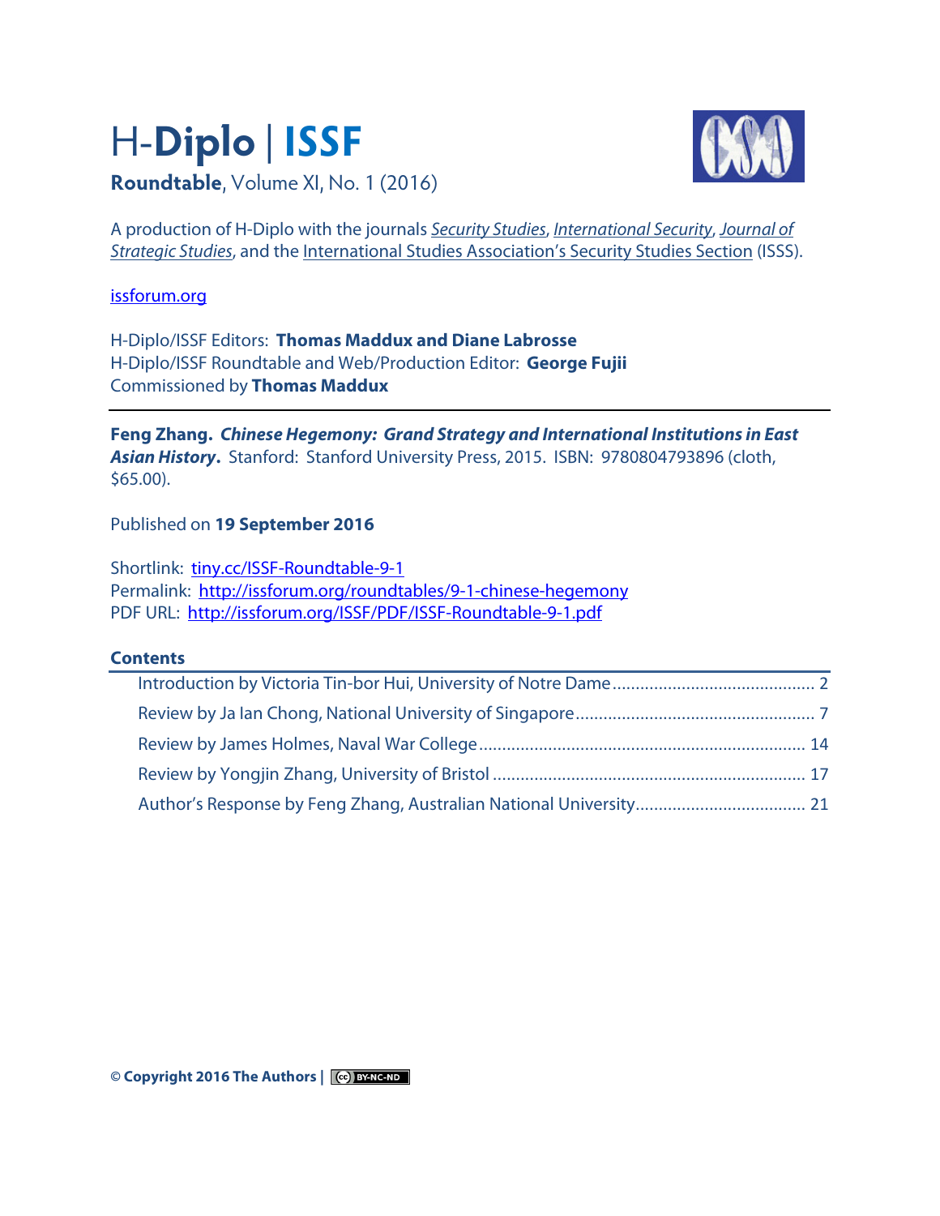# H-**Diplo** | **ISSF**

**Roundtable**, Volume XI, No. 1 (2016)

A production of H-Diplo with the journals *Security Studies*, *International Security*, *Journal of Strategic Studies*, and the International Studies Association's Security Studies Section (ISSS).

issforum.org

H-Diplo/ISSF Editors: **Thomas Maddux and Diane Labrosse**
H-Diplo/ISSF Roundtable and Web/Production Editor: **George Fujii**
Commissioned by **Thomas Maddux**

---

**Feng Zhang. *Chinese Hegemony: Grand Strategy and International Institutions in East Asian History*.** Stanford: Stanford University Press, 2015. ISBN: 9780804793896 (cloth, $65.00).

Published on **19 September 2016**

Shortlink: tiny.cc/ISSF-Roundtable-9-1
Permalink: http://issforum.org/roundtables/9-1-chinese-hegemony
PDF URL: http://issforum.org/ISSF/PDF/ISSF-Roundtable-9-1.pdf

**Contents**

- Introduction by Victoria Tin-bor Hui, University of Notre Dame ........ 2
- Review by Ja Ian Chong, National University of Singapore ........ 7
- Review by James Holmes, Naval War College ........ 14
- Review by Yongjin Zhang, University of Bristol ........ 17
- Author's Response by Feng Zhang, Australian National University ........ 21

**© Copyright 2016 The Authors |** BY-NC-ND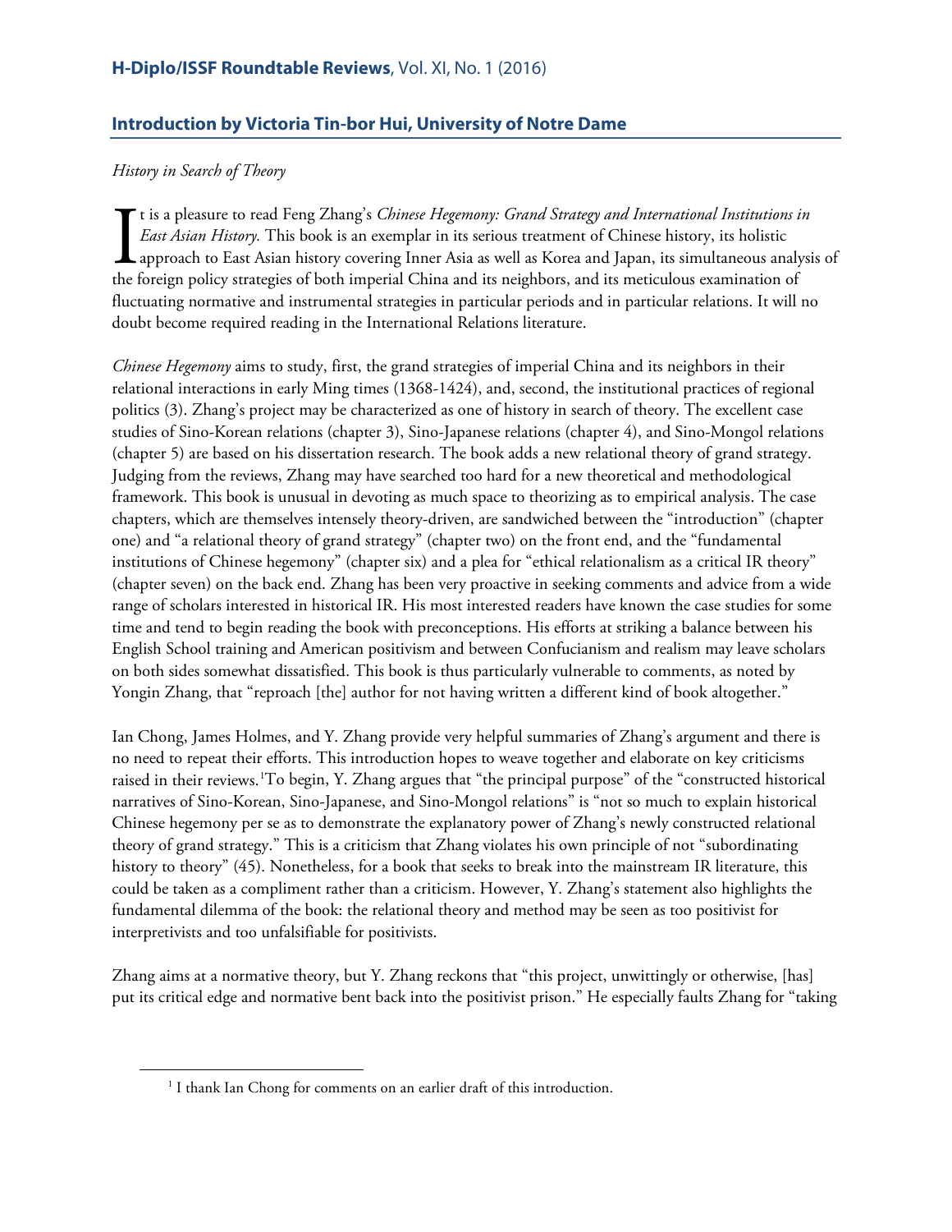## Introduction by Victoria Tin-bor Hui, University of Notre Dame

*History in Search of Theory*

It is a pleasure to read Feng Zhang's *Chinese Hegemony: Grand Strategy and International Institutions in East Asian History.* This book is an exemplar in its serious treatment of Chinese history, its holistic approach to East Asian history covering Inner Asia as well as Korea and Japan, its simultaneous analysis of the foreign policy strategies of both imperial China and its neighbors, and its meticulous examination of fluctuating normative and instrumental strategies in particular periods and in particular relations. It will no doubt become required reading in the International Relations literature.

*Chinese Hegemony* aims to study, first, the grand strategies of imperial China and its neighbors in their relational interactions in early Ming times (1368-1424), and, second, the institutional practices of regional politics (3). Zhang's project may be characterized as one of history in search of theory. The excellent case studies of Sino-Korean relations (chapter 3), Sino-Japanese relations (chapter 4), and Sino-Mongol relations (chapter 5) are based on his dissertation research. The book adds a new relational theory of grand strategy. Judging from the reviews, Zhang may have searched too hard for a new theoretical and methodological framework. This book is unusual in devoting as much space to theorizing as to empirical analysis. The case chapters, which are themselves intensely theory-driven, are sandwiched between the "introduction" (chapter one) and "a relational theory of grand strategy" (chapter two) on the front end, and the "fundamental institutions of Chinese hegemony" (chapter six) and a plea for "ethical relationalism as a critical IR theory" (chapter seven) on the back end. Zhang has been very proactive in seeking comments and advice from a wide range of scholars interested in historical IR. His most interested readers have known the case studies for some time and tend to begin reading the book with preconceptions. His efforts at striking a balance between his English School training and American positivism and between Confucianism and realism may leave scholars on both sides somewhat dissatisfied. This book is thus particularly vulnerable to comments, as noted by Yongin Zhang, that "reproach [the] author for not having written a different kind of book altogether."

Ian Chong, James Holmes, and Y. Zhang provide very helpful summaries of Zhang's argument and there is no need to repeat their efforts. This introduction hopes to weave together and elaborate on key criticisms raised in their reviews.[1] To begin, Y. Zhang argues that "the principal purpose" of the "constructed historical narratives of Sino-Korean, Sino-Japanese, and Sino-Mongol relations" is "not so much to explain historical Chinese hegemony per se as to demonstrate the explanatory power of Zhang's newly constructed relational theory of grand strategy." This is a criticism that Zhang violates his own principle of not "subordinating history to theory" (45). Nonetheless, for a book that seeks to break into the mainstream IR literature, this could be taken as a compliment rather than a criticism. However, Y. Zhang's statement also highlights the fundamental dilemma of the book: the relational theory and method may be seen as too positivist for interpretivists and too unfalsifiable for positivists.

Zhang aims at a normative theory, but Y. Zhang reckons that "this project, unwittingly or otherwise, [has] put its critical edge and normative bent back into the positivist prison." He especially faults Zhang for "taking

[1] I thank Ian Chong for comments on an earlier draft of this introduction.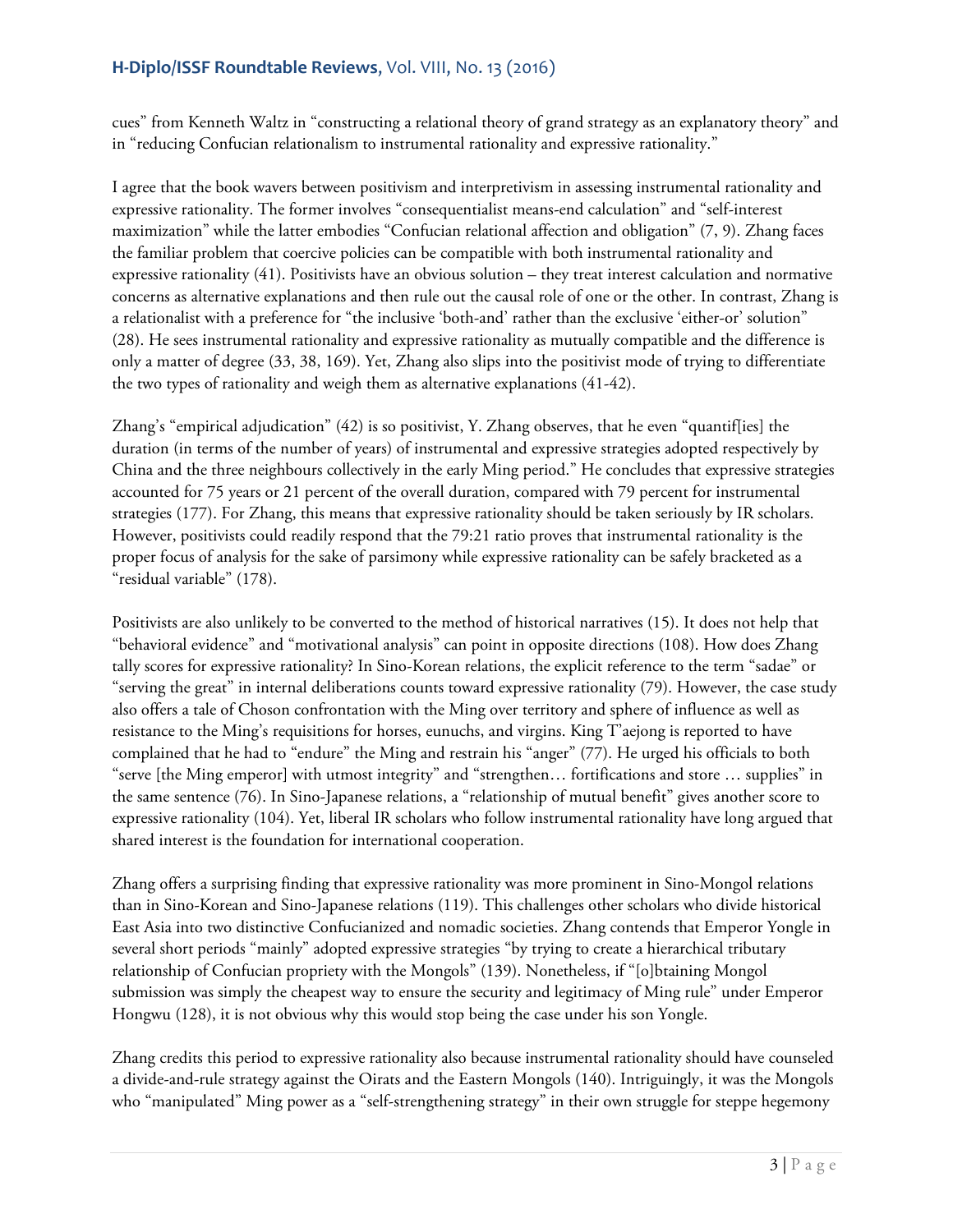cues" from Kenneth Waltz in "constructing a relational theory of grand strategy as an explanatory theory" and in "reducing Confucian relationalism to instrumental rationality and expressive rationality."

I agree that the book wavers between positivism and interpretivism in assessing instrumental rationality and expressive rationality. The former involves "consequentialist means-end calculation" and "self-interest maximization" while the latter embodies "Confucian relational affection and obligation" (7, 9). Zhang faces the familiar problem that coercive policies can be compatible with both instrumental rationality and expressive rationality (41). Positivists have an obvious solution – they treat interest calculation and normative concerns as alternative explanations and then rule out the causal role of one or the other. In contrast, Zhang is a relationalist with a preference for "the inclusive 'both-and' rather than the exclusive 'either-or' solution" (28). He sees instrumental rationality and expressive rationality as mutually compatible and the difference is only a matter of degree (33, 38, 169). Yet, Zhang also slips into the positivist mode of trying to differentiate the two types of rationality and weigh them as alternative explanations (41-42).

Zhang's "empirical adjudication" (42) is so positivist, Y. Zhang observes, that he even "quantif[ies] the duration (in terms of the number of years) of instrumental and expressive strategies adopted respectively by China and the three neighbours collectively in the early Ming period." He concludes that expressive strategies accounted for 75 years or 21 percent of the overall duration, compared with 79 percent for instrumental strategies (177). For Zhang, this means that expressive rationality should be taken seriously by IR scholars. However, positivists could readily respond that the 79:21 ratio proves that instrumental rationality is the proper focus of analysis for the sake of parsimony while expressive rationality can be safely bracketed as a "residual variable" (178).

Positivists are also unlikely to be converted to the method of historical narratives (15). It does not help that "behavioral evidence" and "motivational analysis" can point in opposite directions (108). How does Zhang tally scores for expressive rationality? In Sino-Korean relations, the explicit reference to the term "sadae" or "serving the great" in internal deliberations counts toward expressive rationality (79). However, the case study also offers a tale of Choson confrontation with the Ming over territory and sphere of influence as well as resistance to the Ming's requisitions for horses, eunuchs, and virgins. King T'aejong is reported to have complained that he had to "endure" the Ming and restrain his "anger" (77). He urged his officials to both "serve [the Ming emperor] with utmost integrity" and "strengthen… fortifications and store … supplies" in the same sentence (76). In Sino-Japanese relations, a "relationship of mutual benefit" gives another score to expressive rationality (104). Yet, liberal IR scholars who follow instrumental rationality have long argued that shared interest is the foundation for international cooperation.

Zhang offers a surprising finding that expressive rationality was more prominent in Sino-Mongol relations than in Sino-Korean and Sino-Japanese relations (119). This challenges other scholars who divide historical East Asia into two distinctive Confucianized and nomadic societies. Zhang contends that Emperor Yongle in several short periods "mainly" adopted expressive strategies "by trying to create a hierarchical tributary relationship of Confucian propriety with the Mongols" (139). Nonetheless, if "[o]btaining Mongol submission was simply the cheapest way to ensure the security and legitimacy of Ming rule" under Emperor Hongwu (128), it is not obvious why this would stop being the case under his son Yongle.

Zhang credits this period to expressive rationality also because instrumental rationality should have counseled a divide-and-rule strategy against the Oirats and the Eastern Mongols (140). Intriguingly, it was the Mongols who "manipulated" Ming power as a "self-strengthening strategy" in their own struggle for steppe hegemony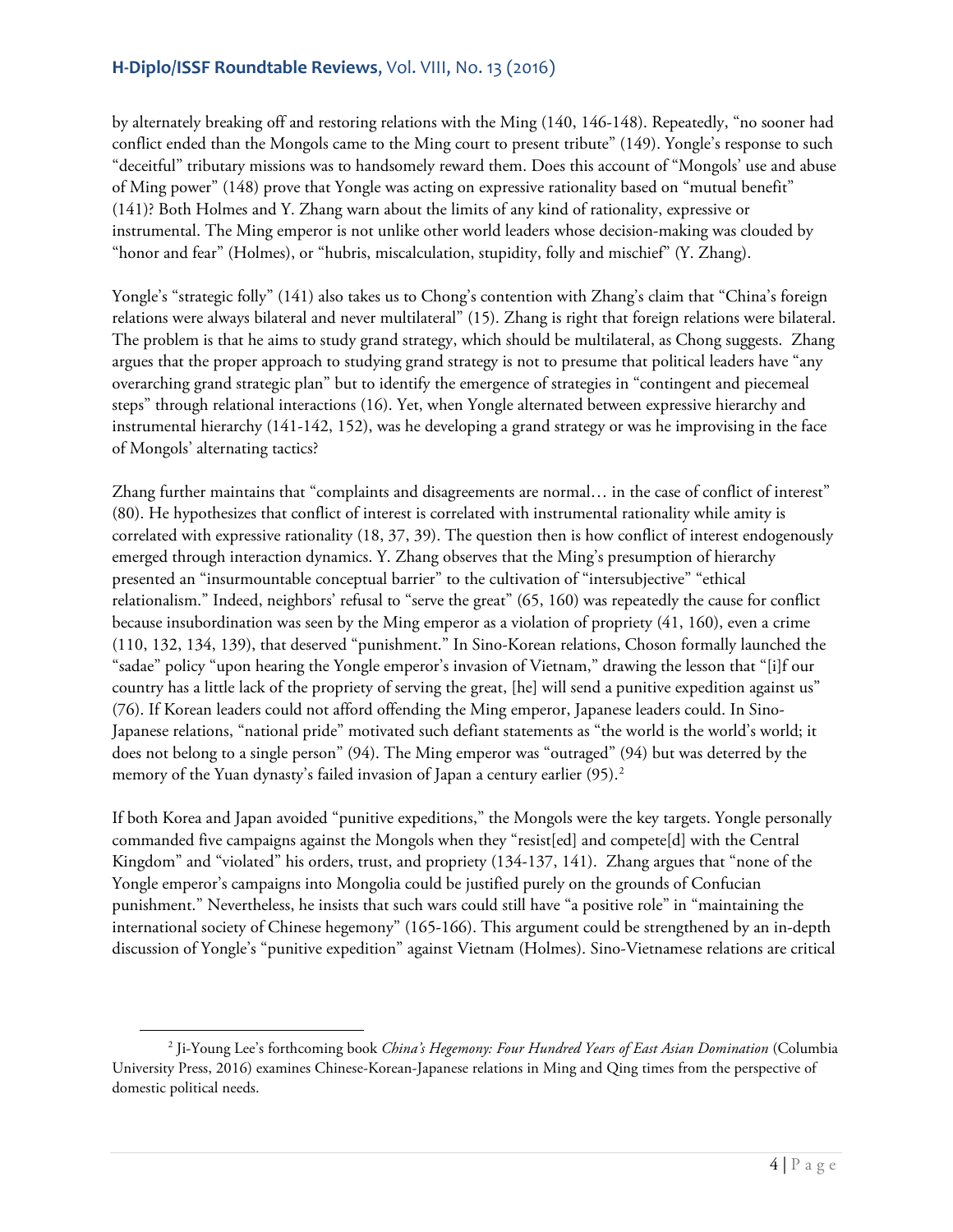by alternately breaking off and restoring relations with the Ming (140, 146-148). Repeatedly, "no sooner had conflict ended than the Mongols came to the Ming court to present tribute" (149). Yongle's response to such "deceitful" tributary missions was to handsomely reward them. Does this account of "Mongols' use and abuse of Ming power" (148) prove that Yongle was acting on expressive rationality based on "mutual benefit" (141)? Both Holmes and Y. Zhang warn about the limits of any kind of rationality, expressive or instrumental. The Ming emperor is not unlike other world leaders whose decision-making was clouded by "honor and fear" (Holmes), or "hubris, miscalculation, stupidity, folly and mischief" (Y. Zhang).

Yongle's "strategic folly" (141) also takes us to Chong's contention with Zhang's claim that "China's foreign relations were always bilateral and never multilateral" (15). Zhang is right that foreign relations were bilateral. The problem is that he aims to study grand strategy, which should be multilateral, as Chong suggests. Zhang argues that the proper approach to studying grand strategy is not to presume that political leaders have "any overarching grand strategic plan" but to identify the emergence of strategies in "contingent and piecemeal steps" through relational interactions (16). Yet, when Yongle alternated between expressive hierarchy and instrumental hierarchy (141-142, 152), was he developing a grand strategy or was he improvising in the face of Mongols' alternating tactics?

Zhang further maintains that "complaints and disagreements are normal… in the case of conflict of interest" (80). He hypothesizes that conflict of interest is correlated with instrumental rationality while amity is correlated with expressive rationality (18, 37, 39). The question then is how conflict of interest endogenously emerged through interaction dynamics. Y. Zhang observes that the Ming's presumption of hierarchy presented an "insurmountable conceptual barrier" to the cultivation of "intersubjective" "ethical relationalism." Indeed, neighbors' refusal to "serve the great" (65, 160) was repeatedly the cause for conflict because insubordination was seen by the Ming emperor as a violation of propriety (41, 160), even a crime (110, 132, 134, 139), that deserved "punishment." In Sino-Korean relations, Choson formally launched the "sadae" policy "upon hearing the Yongle emperor's invasion of Vietnam," drawing the lesson that "[i]f our country has a little lack of the propriety of serving the great, [he] will send a punitive expedition against us" (76). If Korean leaders could not afford offending the Ming emperor, Japanese leaders could. In Sino-Japanese relations, "national pride" motivated such defiant statements as "the world is the world's world; it does not belong to a single person" (94). The Ming emperor was "outraged" (94) but was deterred by the memory of the Yuan dynasty's failed invasion of Japan a century earlier (95).[2]

If both Korea and Japan avoided "punitive expeditions," the Mongols were the key targets. Yongle personally commanded five campaigns against the Mongols when they "resist[ed] and compete[d] with the Central Kingdom" and "violated" his orders, trust, and propriety (134-137, 141). Zhang argues that "none of the Yongle emperor's campaigns into Mongolia could be justified purely on the grounds of Confucian punishment." Nevertheless, he insists that such wars could still have "a positive role" in "maintaining the international society of Chinese hegemony" (165-166). This argument could be strengthened by an in-depth discussion of Yongle's "punitive expedition" against Vietnam (Holmes). Sino-Vietnamese relations are critical

[2] Ji-Young Lee's forthcoming book *China's Hegemony: Four Hundred Years of East Asian Domination* (Columbia University Press, 2016) examines Chinese-Korean-Japanese relations in Ming and Qing times from the perspective of domestic political needs.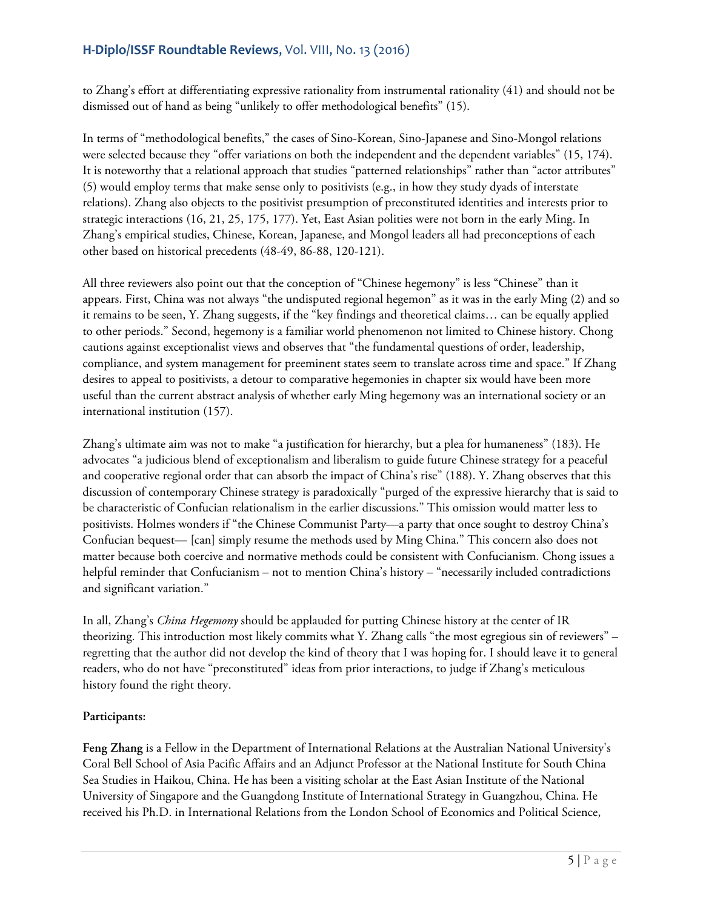to Zhang's effort at differentiating expressive rationality from instrumental rationality (41) and should not be dismissed out of hand as being "unlikely to offer methodological benefits" (15).

In terms of "methodological benefits," the cases of Sino-Korean, Sino-Japanese and Sino-Mongol relations were selected because they "offer variations on both the independent and the dependent variables" (15, 174). It is noteworthy that a relational approach that studies "patterned relationships" rather than "actor attributes" (5) would employ terms that make sense only to positivists (e.g., in how they study dyads of interstate relations). Zhang also objects to the positivist presumption of preconstituted identities and interests prior to strategic interactions (16, 21, 25, 175, 177). Yet, East Asian polities were not born in the early Ming. In Zhang's empirical studies, Chinese, Korean, Japanese, and Mongol leaders all had preconceptions of each other based on historical precedents (48-49, 86-88, 120-121).

All three reviewers also point out that the conception of "Chinese hegemony" is less "Chinese" than it appears. First, China was not always "the undisputed regional hegemon" as it was in the early Ming (2) and so it remains to be seen, Y. Zhang suggests, if the "key findings and theoretical claims… can be equally applied to other periods." Second, hegemony is a familiar world phenomenon not limited to Chinese history. Chong cautions against exceptionalist views and observes that "the fundamental questions of order, leadership, compliance, and system management for preeminent states seem to translate across time and space." If Zhang desires to appeal to positivists, a detour to comparative hegemonies in chapter six would have been more useful than the current abstract analysis of whether early Ming hegemony was an international society or an international institution (157).

Zhang's ultimate aim was not to make "a justification for hierarchy, but a plea for humaneness" (183). He advocates "a judicious blend of exceptionalism and liberalism to guide future Chinese strategy for a peaceful and cooperative regional order that can absorb the impact of China's rise" (188). Y. Zhang observes that this discussion of contemporary Chinese strategy is paradoxically "purged of the expressive hierarchy that is said to be characteristic of Confucian relationalism in the earlier discussions." This omission would matter less to positivists. Holmes wonders if "the Chinese Communist Party—a party that once sought to destroy China's Confucian bequest— [can] simply resume the methods used by Ming China." This concern also does not matter because both coercive and normative methods could be consistent with Confucianism. Chong issues a helpful reminder that Confucianism – not to mention China's history – "necessarily included contradictions and significant variation."

In all, Zhang's *China Hegemony* should be applauded for putting Chinese history at the center of IR theorizing. This introduction most likely commits what Y. Zhang calls "the most egregious sin of reviewers" – regretting that the author did not develop the kind of theory that I was hoping for. I should leave it to general readers, who do not have "preconstituted" ideas from prior interactions, to judge if Zhang's meticulous history found the right theory.

**Participants:**

**Feng Zhang** is a Fellow in the Department of International Relations at the Australian National University's Coral Bell School of Asia Pacific Affairs and an Adjunct Professor at the National Institute for South China Sea Studies in Haikou, China. He has been a visiting scholar at the East Asian Institute of the National University of Singapore and the Guangdong Institute of International Strategy in Guangzhou, China. He received his Ph.D. in International Relations from the London School of Economics and Political Science,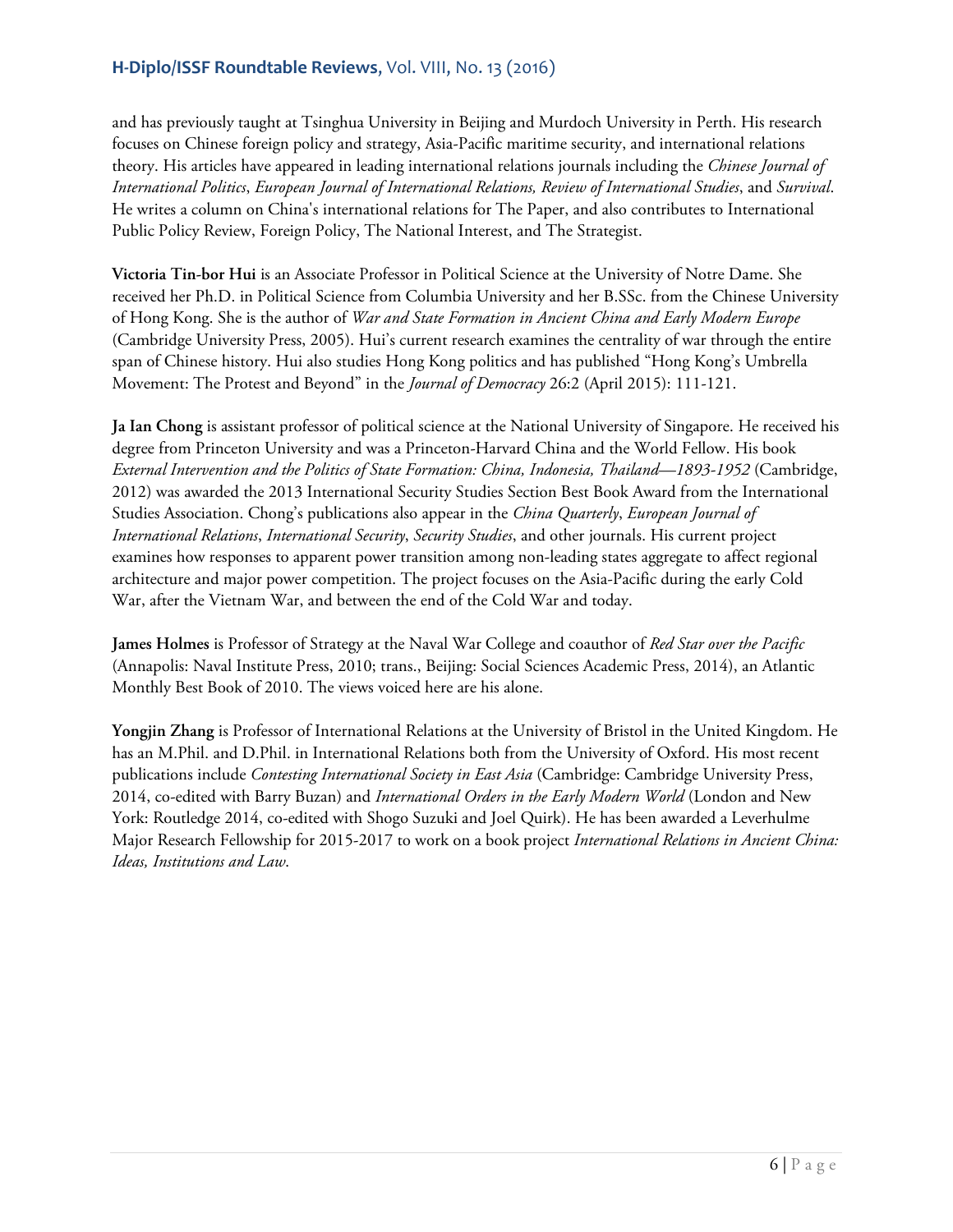and has previously taught at Tsinghua University in Beijing and Murdoch University in Perth. His research focuses on Chinese foreign policy and strategy, Asia-Pacific maritime security, and international relations theory. His articles have appeared in leading international relations journals including the *Chinese Journal of International Politics*, *European Journal of International Relations, Review of International Studies*, and *Survival*. He writes a column on China's international relations for The Paper, and also contributes to International Public Policy Review, Foreign Policy, The National Interest, and The Strategist.

**Victoria Tin-bor Hui** is an Associate Professor in Political Science at the University of Notre Dame. She received her Ph.D. in Political Science from Columbia University and her B.SSc. from the Chinese University of Hong Kong. She is the author of *War and State Formation in Ancient China and Early Modern Europe* (Cambridge University Press, 2005). Hui's current research examines the centrality of war through the entire span of Chinese history. Hui also studies Hong Kong politics and has published "Hong Kong's Umbrella Movement: The Protest and Beyond" in the *Journal of Democracy* 26:2 (April 2015): 111-121.

**Ja Ian Chong** is assistant professor of political science at the National University of Singapore. He received his degree from Princeton University and was a Princeton-Harvard China and the World Fellow. His book *External Intervention and the Politics of State Formation: China, Indonesia, Thailand—1893-1952* (Cambridge, 2012) was awarded the 2013 International Security Studies Section Best Book Award from the International Studies Association. Chong's publications also appear in the *China Quarterly*, *European Journal of International Relations*, *International Security*, *Security Studies*, and other journals. His current project examines how responses to apparent power transition among non-leading states aggregate to affect regional architecture and major power competition. The project focuses on the Asia-Pacific during the early Cold War, after the Vietnam War, and between the end of the Cold War and today.

**James Holmes** is Professor of Strategy at the Naval War College and coauthor of *Red Star over the Pacific* (Annapolis: Naval Institute Press, 2010; trans., Beijing: Social Sciences Academic Press, 2014), an Atlantic Monthly Best Book of 2010. The views voiced here are his alone.

**Yongjin Zhang** is Professor of International Relations at the University of Bristol in the United Kingdom. He has an M.Phil. and D.Phil. in International Relations both from the University of Oxford. His most recent publications include *Contesting International Society in East Asia* (Cambridge: Cambridge University Press, 2014, co-edited with Barry Buzan) and *International Orders in the Early Modern World* (London and New York: Routledge 2014, co-edited with Shogo Suzuki and Joel Quirk). He has been awarded a Leverhulme Major Research Fellowship for 2015-2017 to work on a book project *International Relations in Ancient China: Ideas, Institutions and Law*.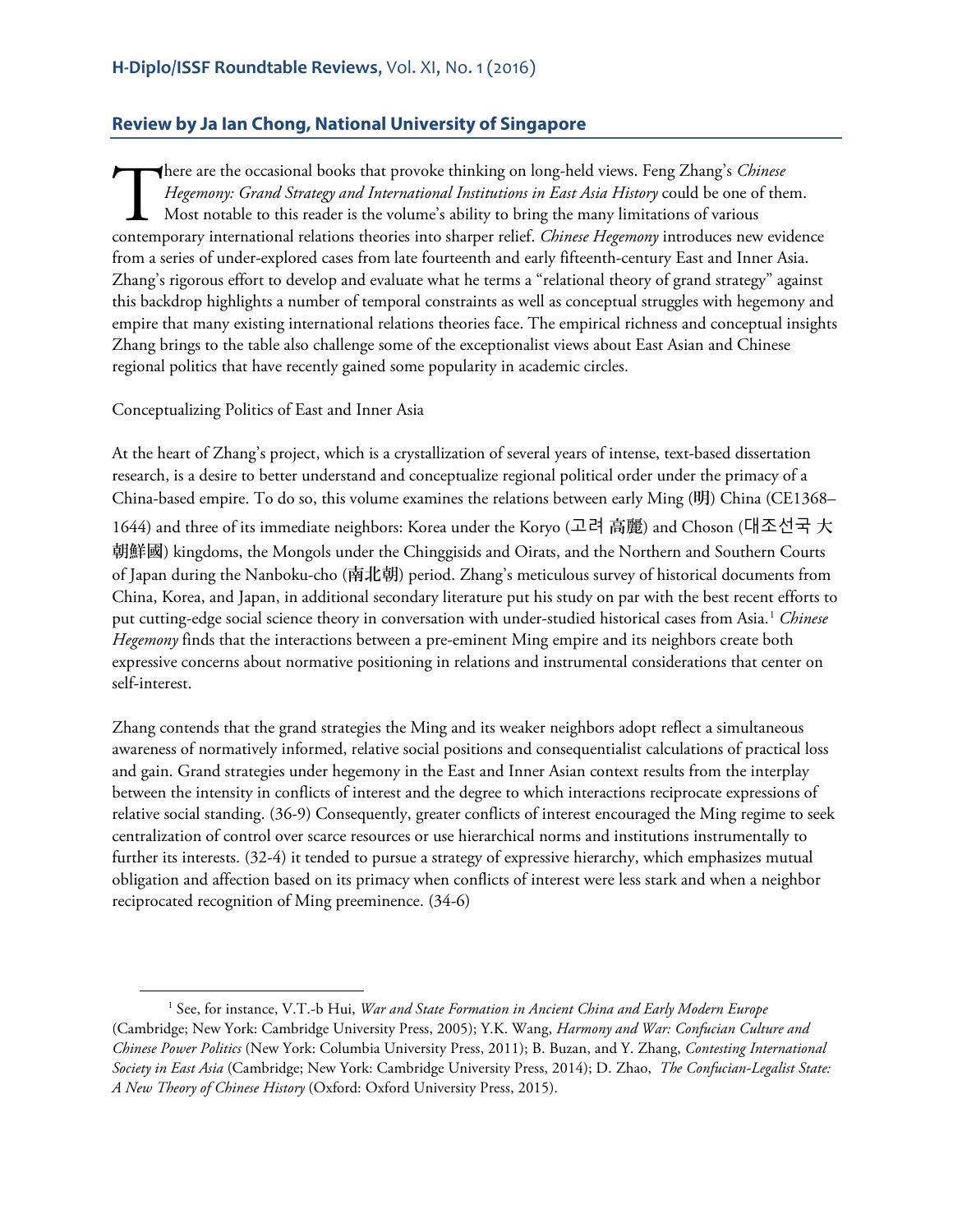## Review by Ja Ian Chong, National University of Singapore

There are the occasional books that provoke thinking on long-held views. Feng Zhang's *Chinese Hegemony: Grand Strategy and International Institutions in East Asia History* could be one of them. Most notable to this reader is the volume's ability to bring the many limitations of various contemporary international relations theories into sharper relief. *Chinese Hegemony* introduces new evidence from a series of under-explored cases from late fourteenth and early fifteenth-century East and Inner Asia. Zhang's rigorous effort to develop and evaluate what he terms a "relational theory of grand strategy" against this backdrop highlights a number of temporal constraints as well as conceptual struggles with hegemony and empire that many existing international relations theories face. The empirical richness and conceptual insights Zhang brings to the table also challenge some of the exceptionalist views about East Asian and Chinese regional politics that have recently gained some popularity in academic circles.

Conceptualizing Politics of East and Inner Asia

At the heart of Zhang's project, which is a crystallization of several years of intense, text-based dissertation research, is a desire to better understand and conceptualize regional political order under the primacy of a China-based empire. To do so, this volume examines the relations between early Ming (明) China (CE1368–1644) and three of its immediate neighbors: Korea under the Koryo (고려 高麗) and Choson (대조선국 大朝鮮國) kingdoms, the Mongols under the Chinggisids and Oirats, and the Northern and Southern Courts of Japan during the Nanboku-cho (南北朝) period. Zhang's meticulous survey of historical documents from China, Korea, and Japan, in additional secondary literature put his study on par with the best recent efforts to put cutting-edge social science theory in conversation with under-studied historical cases from Asia.[1] *Chinese Hegemony* finds that the interactions between a pre-eminent Ming empire and its neighbors create both expressive concerns about normative positioning in relations and instrumental considerations that center on self-interest.

Zhang contends that the grand strategies the Ming and its weaker neighbors adopt reflect a simultaneous awareness of normatively informed, relative social positions and consequentialist calculations of practical loss and gain. Grand strategies under hegemony in the East and Inner Asian context results from the interplay between the intensity in conflicts of interest and the degree to which interactions reciprocate expressions of relative social standing. (36-9) Consequently, greater conflicts of interest encouraged the Ming regime to seek centralization of control over scarce resources or use hierarchical norms and institutions instrumentally to further its interests. (32-4) it tended to pursue a strategy of expressive hierarchy, which emphasizes mutual obligation and affection based on its primacy when conflicts of interest were less stark and when a neighbor reciprocated recognition of Ming preeminence. (34-6)

---

[1] See, for instance, V.T.-b Hui, *War and State Formation in Ancient China and Early Modern Europe* (Cambridge; New York: Cambridge University Press, 2005); Y.K. Wang, *Harmony and War: Confucian Culture and Chinese Power Politics* (New York: Columbia University Press, 2011); B. Buzan, and Y. Zhang, *Contesting International Society in East Asia* (Cambridge; New York: Cambridge University Press, 2014); D. Zhao, *The Confucian-Legalist State: A New Theory of Chinese History* (Oxford: Oxford University Press, 2015).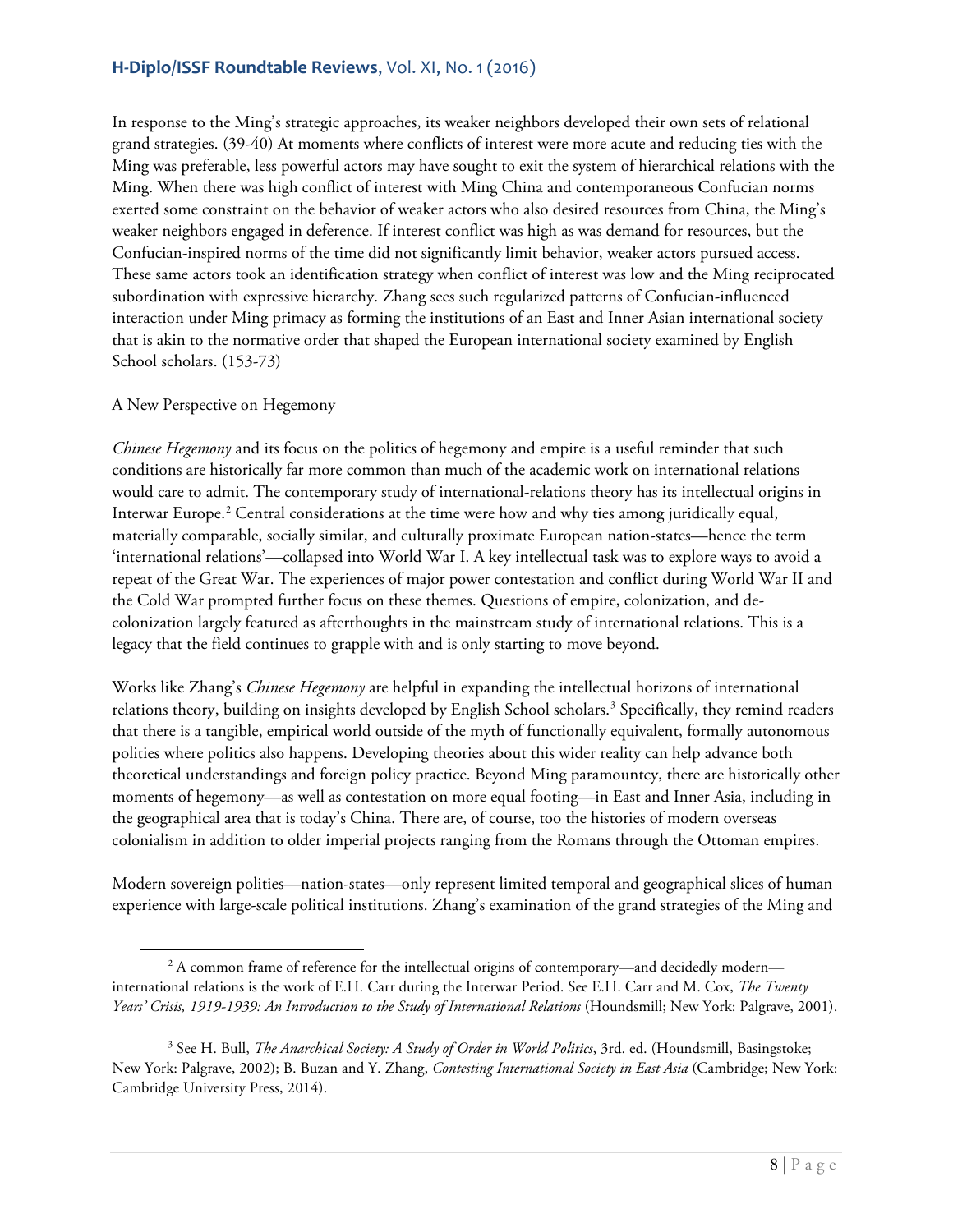In response to the Ming's strategic approaches, its weaker neighbors developed their own sets of relational grand strategies. (39-40) At moments where conflicts of interest were more acute and reducing ties with the Ming was preferable, less powerful actors may have sought to exit the system of hierarchical relations with the Ming. When there was high conflict of interest with Ming China and contemporaneous Confucian norms exerted some constraint on the behavior of weaker actors who also desired resources from China, the Ming's weaker neighbors engaged in deference. If interest conflict was high as was demand for resources, but the Confucian-inspired norms of the time did not significantly limit behavior, weaker actors pursued access. These same actors took an identification strategy when conflict of interest was low and the Ming reciprocated subordination with expressive hierarchy. Zhang sees such regularized patterns of Confucian-influenced interaction under Ming primacy as forming the institutions of an East and Inner Asian international society that is akin to the normative order that shaped the European international society examined by English School scholars. (153-73)

A New Perspective on Hegemony

*Chinese Hegemony* and its focus on the politics of hegemony and empire is a useful reminder that such conditions are historically far more common than much of the academic work on international relations would care to admit. The contemporary study of international-relations theory has its intellectual origins in Interwar Europe.[2] Central considerations at the time were how and why ties among juridically equal, materially comparable, socially similar, and culturally proximate European nation-states—hence the term 'international relations'—collapsed into World War I. A key intellectual task was to explore ways to avoid a repeat of the Great War. The experiences of major power contestation and conflict during World War II and the Cold War prompted further focus on these themes. Questions of empire, colonization, and de-colonization largely featured as afterthoughts in the mainstream study of international relations. This is a legacy that the field continues to grapple with and is only starting to move beyond.

Works like Zhang's *Chinese Hegemony* are helpful in expanding the intellectual horizons of international relations theory, building on insights developed by English School scholars.[3] Specifically, they remind readers that there is a tangible, empirical world outside of the myth of functionally equivalent, formally autonomous polities where politics also happens. Developing theories about this wider reality can help advance both theoretical understandings and foreign policy practice. Beyond Ming paramountcy, there are historically other moments of hegemony—as well as contestation on more equal footing—in East and Inner Asia, including in the geographical area that is today's China. There are, of course, too the histories of modern overseas colonialism in addition to older imperial projects ranging from the Romans through the Ottoman empires.

Modern sovereign polities—nation-states—only represent limited temporal and geographical slices of human experience with large-scale political institutions. Zhang's examination of the grand strategies of the Ming and

---

[2] A common frame of reference for the intellectual origins of contemporary—and decidedly modern—international relations is the work of E.H. Carr during the Interwar Period. See E.H. Carr and M. Cox, *The Twenty Years' Crisis, 1919-1939: An Introduction to the Study of International Relations* (Houndsmill; New York: Palgrave, 2001).

[3] See H. Bull, *The Anarchical Society: A Study of Order in World Politics*, 3rd. ed. (Houndsmill, Basingstoke; New York: Palgrave, 2002); B. Buzan and Y. Zhang, *Contesting International Society in East Asia* (Cambridge; New York: Cambridge University Press, 2014).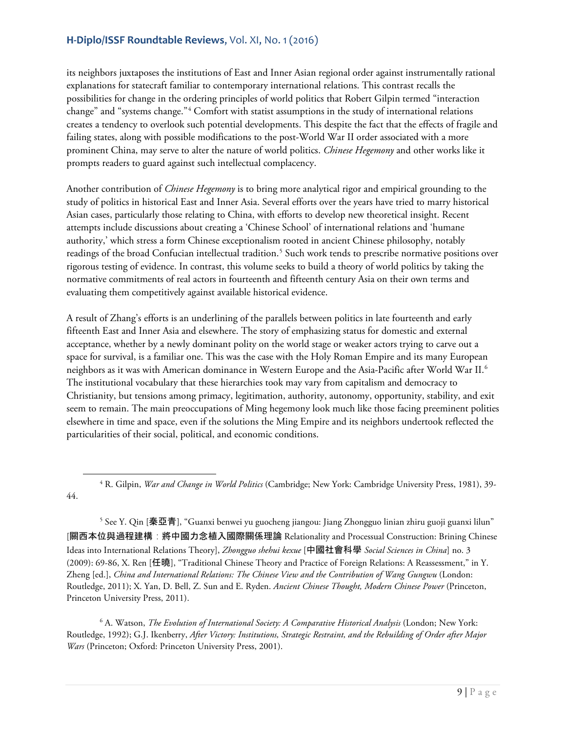its neighbors juxtaposes the institutions of East and Inner Asian regional order against instrumentally rational explanations for statecraft familiar to contemporary international relations. This contrast recalls the possibilities for change in the ordering principles of world politics that Robert Gilpin termed "interaction change" and "systems change."[4] Comfort with statist assumptions in the study of international relations creates a tendency to overlook such potential developments. This despite the fact that the effects of fragile and failing states, along with possible modifications to the post-World War II order associated with a more prominent China, may serve to alter the nature of world politics. *Chinese Hegemony* and other works like it prompts readers to guard against such intellectual complacency.

Another contribution of *Chinese Hegemony* is to bring more analytical rigor and empirical grounding to the study of politics in historical East and Inner Asia. Several efforts over the years have tried to marry historical Asian cases, particularly those relating to China, with efforts to develop new theoretical insight. Recent attempts include discussions about creating a 'Chinese School' of international relations and 'humane authority,' which stress a form Chinese exceptionalism rooted in ancient Chinese philosophy, notably readings of the broad Confucian intellectual tradition.[5] Such work tends to prescribe normative positions over rigorous testing of evidence. In contrast, this volume seeks to build a theory of world politics by taking the normative commitments of real actors in fourteenth and fifteenth century Asia on their own terms and evaluating them competitively against available historical evidence.

A result of Zhang's efforts is an underlining of the parallels between politics in late fourteenth and early fifteenth East and Inner Asia and elsewhere. The story of emphasizing status for domestic and external acceptance, whether by a newly dominant polity on the world stage or weaker actors trying to carve out a space for survival, is a familiar one. This was the case with the Holy Roman Empire and its many European neighbors as it was with American dominance in Western Europe and the Asia-Pacific after World War II.[6] The institutional vocabulary that these hierarchies took may vary from capitalism and democracy to Christianity, but tensions among primacy, legitimation, authority, autonomy, opportunity, stability, and exit seem to remain. The main preoccupations of Ming hegemony look much like those facing preeminent polities elsewhere in time and space, even if the solutions the Ming Empire and its neighbors undertook reflected the particularities of their social, political, and economic conditions.

---

[4] R. Gilpin, *War and Change in World Politics* (Cambridge; New York: Cambridge University Press, 1981), 39-44.

[5] See Y. Qin [秦亞青], "Guanxi benwei yu guocheng jiangou: Jiang Zhongguo linian zhiru guoji guanxi lilun" [關西本位與過程建構：將中國力念植入國際關係理論 Relationality and Processual Construction: Brining Chinese Ideas into International Relations Theory], *Zhongguo shehui kexue* [中國社會科學 *Social Sciences in China*] no. 3 (2009): 69-86, X. Ren [任曉], "Traditional Chinese Theory and Practice of Foreign Relations: A Reassessment," in Y. Zheng [ed.], *China and International Relations: The Chinese View and the Contribution of Wang Gungwu* (London: Routledge, 2011); X. Yan, D. Bell, Z. Sun and E. Ryden. *Ancient Chinese Thought, Modern Chinese Power* (Princeton, Princeton University Press, 2011).

[6] A. Watson, *The Evolution of International Society: A Comparative Historical Analysis* (London; New York: Routledge, 1992); G.J. Ikenberry, *After Victory: Institutions, Strategic Restraint, and the Rebuilding of Order after Major Wars* (Princeton; Oxford: Princeton University Press, 2001).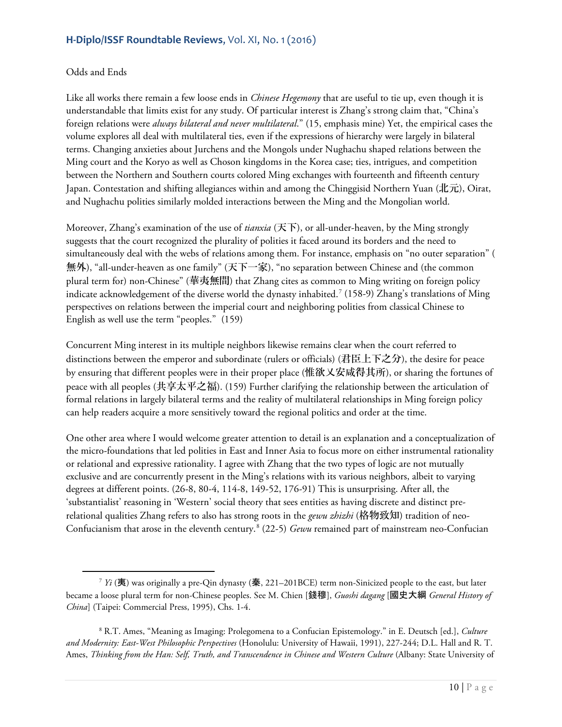Odds and Ends

Like all works there remain a few loose ends in *Chinese Hegemony* that are useful to tie up, even though it is understandable that limits exist for any study. Of particular interest is Zhang's strong claim that, "China's foreign relations were *always bilateral and never multilateral*." (15, emphasis mine) Yet, the empirical cases the volume explores all deal with multilateral ties, even if the expressions of hierarchy were largely in bilateral terms. Changing anxieties about Jurchens and the Mongols under Nughachu shaped relations between the Ming court and the Koryo as well as Choson kingdoms in the Korea case; ties, intrigues, and competition between the Northern and Southern courts colored Ming exchanges with fourteenth and fifteenth century Japan. Contestation and shifting allegiances within and among the Chinggisid Northern Yuan (北元), Oirat, and Nughachu polities similarly molded interactions between the Ming and the Mongolian world.

Moreover, Zhang's examination of the use of *tianxia* (天下), or all-under-heaven, by the Ming strongly suggests that the court recognized the plurality of polities it faced around its borders and the need to simultaneously deal with the webs of relations among them. For instance, emphasis on "no outer separation" (無外), "all-under-heaven as one family" (天下一家), "no separation between Chinese and (the common plural term for) non-Chinese" (華夷無間) that Zhang cites as common to Ming writing on foreign policy indicate acknowledgement of the diverse world the dynasty inhabited.[7] (158-9) Zhang's translations of Ming perspectives on relations between the imperial court and neighboring polities from classical Chinese to English as well use the term "peoples." (159)

Concurrent Ming interest in its multiple neighbors likewise remains clear when the court referred to distinctions between the emperor and subordinate (rulers or officials) (君臣上下之分), the desire for peace by ensuring that different peoples were in their proper place (惟欲乂安咸得其所), or sharing the fortunes of peace with all peoples (共享太平之福). (159) Further clarifying the relationship between the articulation of formal relations in largely bilateral terms and the reality of multilateral relationships in Ming foreign policy can help readers acquire a more sensitively toward the regional politics and order at the time.

One other area where I would welcome greater attention to detail is an explanation and a conceptualization of the micro-foundations that led polities in East and Inner Asia to focus more on either instrumental rationality or relational and expressive rationality. I agree with Zhang that the two types of logic are not mutually exclusive and are concurrently present in the Ming's relations with its various neighbors, albeit to varying degrees at different points. (26-8, 80-4, 114-8, 149-52, 176-91) This is unsurprising. After all, the 'substantialist' reasoning in 'Western' social theory that sees entities as having discrete and distinct pre-relational qualities Zhang refers to also has strong roots in the *gewu zhizhi* (格物致知) tradition of neo-Confucianism that arose in the eleventh century.[8] (22-5) *Gewu* remained part of mainstream neo-Confucian

---

[7] *Yi* (夷) was originally a pre-Qin dynasty (秦, 221–201BCE) term non-Sinicized people to the east, but later became a loose plural term for non-Chinese peoples. See M. Chien [錢穆], *Guoshi dagang* [國史大綱 *General History of China*] (Taipei: Commercial Press, 1995), Chs. 1-4.

[8] R.T. Ames, "Meaning as Imaging: Prolegomena to a Confucian Epistemology." in E. Deutsch [ed.], *Culture and Modernity: East-West Philosophic Perspectives* (Honolulu: University of Hawaii, 1991), 227-244; D.L. Hall and R. T. Ames, *Thinking from the Han: Self, Truth, and Transcendence in Chinese and Western Culture* (Albany: State University of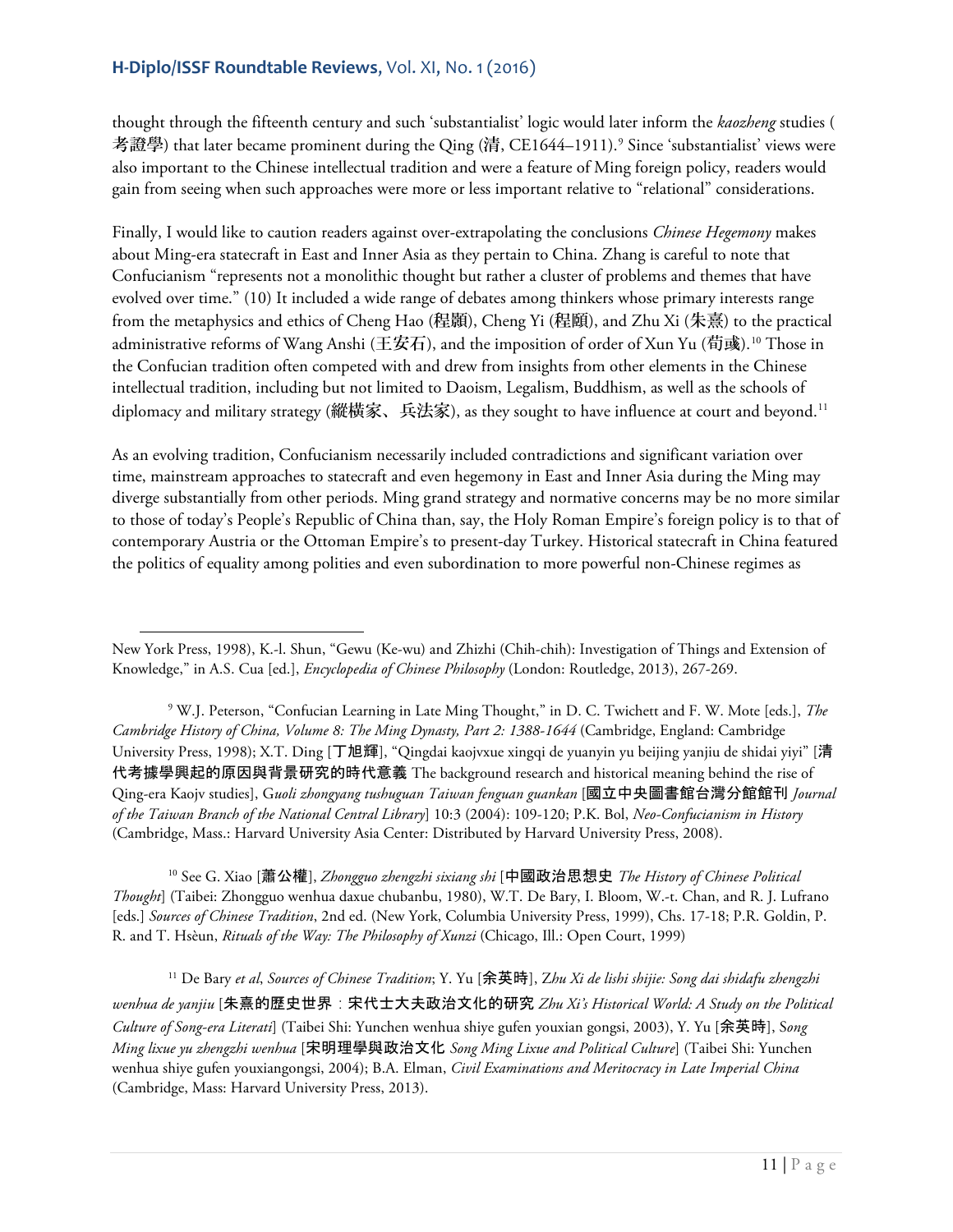thought through the fifteenth century and such 'substantialist' logic would later inform the *kaozheng* studies (考證學) that later became prominent during the Qing (清, CE1644–1911).[9] Since 'substantialist' views were also important to the Chinese intellectual tradition and were a feature of Ming foreign policy, readers would gain from seeing when such approaches were more or less important relative to "relational" considerations.

Finally, I would like to caution readers against over-extrapolating the conclusions *Chinese Hegemony* makes about Ming-era statecraft in East and Inner Asia as they pertain to China. Zhang is careful to note that Confucianism "represents not a monolithic thought but rather a cluster of problems and themes that have evolved over time." (10) It included a wide range of debates among thinkers whose primary interests range from the metaphysics and ethics of Cheng Hao (程顥), Cheng Yi (程頤), and Zhu Xi (朱熹) to the practical administrative reforms of Wang Anshi (王安石), and the imposition of order of Xun Yu (荀彧).[10] Those in the Confucian tradition often competed with and drew from insights from other elements in the Chinese intellectual tradition, including but not limited to Daoism, Legalism, Buddhism, as well as the schools of diplomacy and military strategy (縱橫家、兵法家), as they sought to have influence at court and beyond.[11]

As an evolving tradition, Confucianism necessarily included contradictions and significant variation over time, mainstream approaches to statecraft and even hegemony in East and Inner Asia during the Ming may diverge substantially from other periods. Ming grand strategy and normative concerns may be no more similar to those of today's People's Republic of China than, say, the Holy Roman Empire's foreign policy is to that of contemporary Austria or the Ottoman Empire's to present-day Turkey. Historical statecraft in China featured the politics of equality among polities and even subordination to more powerful non-Chinese regimes as

---

New York Press, 1998), K.-l. Shun, "Gewu (Ke-wu) and Zhizhi (Chih-chih): Investigation of Things and Extension of Knowledge," in A.S. Cua [ed.], *Encyclopedia of Chinese Philosophy* (London: Routledge, 2013), 267-269.

[9] W.J. Peterson, "Confucian Learning in Late Ming Thought," in D. C. Twichett and F. W. Mote [eds.], *The Cambridge History of China, Volume 8: The Ming Dynasty, Part 2: 1388-1644* (Cambridge, England: Cambridge University Press, 1998); X.T. Ding [丁旭輝], "Qingdai kaojvxue xingqi de yuanyin yu beijing yanjiu de shidai yiyi" [清代考據學興起的原因與背景研究的時代意義 The background research and historical meaning behind the rise of Qing-era Kaojv studies], G*uoli zhongyang tushuguan Taiwan fenguan guankan* [國立中央圖書館台灣分館館刊 *Journal of the Taiwan Branch of the National Central Library*] 10:3 (2004): 109-120; P.K. Bol, *Neo-Confucianism in History* (Cambridge, Mass.: Harvard University Asia Center: Distributed by Harvard University Press, 2008).

[10] See G. Xiao [蕭公權], *Zhongguo zhengzhi sixiang shi* [中國政治思想史 *The History of Chinese Political Thought*] (Taibei: Zhongguo wenhua daxue chubanbu, 1980), W.T. De Bary, I. Bloom, W.-t. Chan, and R. J. Lufrano [eds.] *Sources of Chinese Tradition*, 2nd ed. (New York, Columbia University Press, 1999), Chs. 17-18; P.R. Goldin, P. R. and T. Hsèun, *Rituals of the Way: The Philosophy of Xunzi* (Chicago, Ill.: Open Court, 1999)

[11] De Bary *et al*, *Sources of Chinese Tradition*; Y. Yu [余英時], *Zhu Xi de lishi shijie: Song dai shidafu zhengzhi wenhua de yanjiu* [朱熹的歷史世界：宋代士大夫政治文化的研究 *Zhu Xi's Historical World: A Study on the Political Culture of Song-era Literati*] (Taibei Shi: Yunchen wenhua shiye gufen youxian gongsi, 2003), Y. Yu [余英時], S*ong Ming lixue yu zhengzhi wenhua* [宋明理學與政治文化 *Song Ming Lixue and Political Culture*] (Taibei Shi: Yunchen wenhua shiye gufen youxiangongsi, 2004); B.A. Elman, *Civil Examinations and Meritocracy in Late Imperial China* (Cambridge, Mass: Harvard University Press, 2013).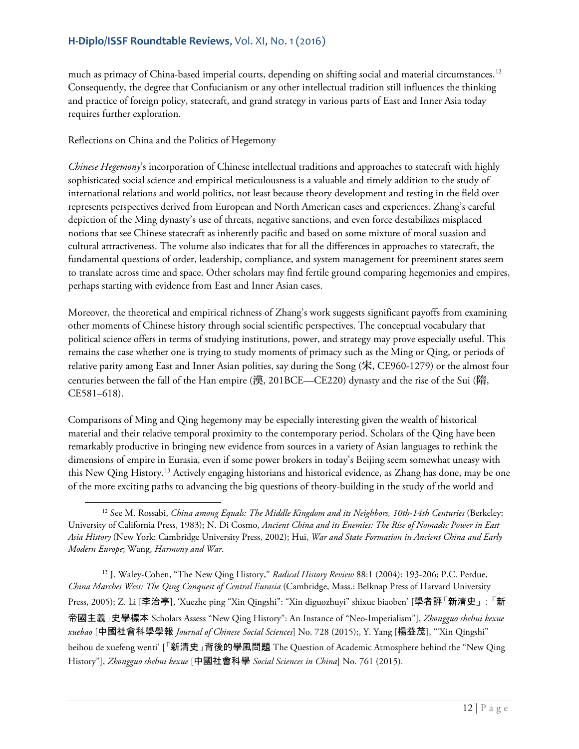much as primacy of China-based imperial courts, depending on shifting social and material circumstances.[12] Consequently, the degree that Confucianism or any other intellectual tradition still influences the thinking and practice of foreign policy, statecraft, and grand strategy in various parts of East and Inner Asia today requires further exploration.

Reflections on China and the Politics of Hegemony

*Chinese Hegemony*'s incorporation of Chinese intellectual traditions and approaches to statecraft with highly sophisticated social science and empirical meticulousness is a valuable and timely addition to the study of international relations and world politics, not least because theory development and testing in the field over represents perspectives derived from European and North American cases and experiences. Zhang's careful depiction of the Ming dynasty's use of threats, negative sanctions, and even force destabilizes misplaced notions that see Chinese statecraft as inherently pacific and based on some mixture of moral suasion and cultural attractiveness. The volume also indicates that for all the differences in approaches to statecraft, the fundamental questions of order, leadership, compliance, and system management for preeminent states seem to translate across time and space. Other scholars may find fertile ground comparing hegemonies and empires, perhaps starting with evidence from East and Inner Asian cases.

Moreover, the theoretical and empirical richness of Zhang's work suggests significant payoffs from examining other moments of Chinese history through social scientific perspectives. The conceptual vocabulary that political science offers in terms of studying institutions, power, and strategy may prove especially useful. This remains the case whether one is trying to study moments of primacy such as the Ming or Qing, or periods of relative parity among East and Inner Asian polities, say during the Song (宋, CE960-1279) or the almost four centuries between the fall of the Han empire (漢, 201BCE—CE220) dynasty and the rise of the Sui (隋, CE581–618).

Comparisons of Ming and Qing hegemony may be especially interesting given the wealth of historical material and their relative temporal proximity to the contemporary period. Scholars of the Qing have been remarkably productive in bringing new evidence from sources in a variety of Asian languages to rethink the dimensions of empire in Eurasia, even if some power brokers in today's Beijing seem somewhat uneasy with this New Qing History.[13] Actively engaging historians and historical evidence, as Zhang has done, may be one of the more exciting paths to advancing the big questions of theory-building in the study of the world and

---

[12] See M. Rossabi, *China among Equals: The Middle Kingdom and its Neighbors, 10th-14th Centuries* (Berkeley: University of California Press, 1983); N. Di Cosmo, *Ancient China and its Enemies: The Rise of Nomadic Power in East Asia History* (New York: Cambridge University Press, 2002); Hui, *War and State Formation in Ancient China and Early Modern Europe*; Wang, *Harmony and War*.

[13] J. Waley-Cohen, "The New Qing History," *Radical History Review* 88:1 (2004): 193-206; P.C. Perdue, *China Marches West: The Qing Conquest of Central Eurasia* (Cambridge, Mass.: Belknap Press of Harvard University Press, 2005); Z. Li [李治亭], 'Xuezhe ping "Xin Qingshi": "Xin diguozhuyi" shixue biaoben' [學者評「新清史」:「新帝國主義」史學標本 Scholars Assess "New Qing History": An Instance of "Neo-Imperialism"], *Zhongguo shehui kexue xuebao* [中國社會科學學報 *Journal of Chinese Social Sciences*] No. 728 (2015);, Y. Yang [楊益茂], '"Xin Qingshi" beihou de xuefeng wenti' [「新清史」背後的學風問題 The Question of Academic Atmosphere behind the "New Qing History"], *Zhongguo shehui kexue* [中國社會科學 *Social Sciences in China*] No. 761 (2015).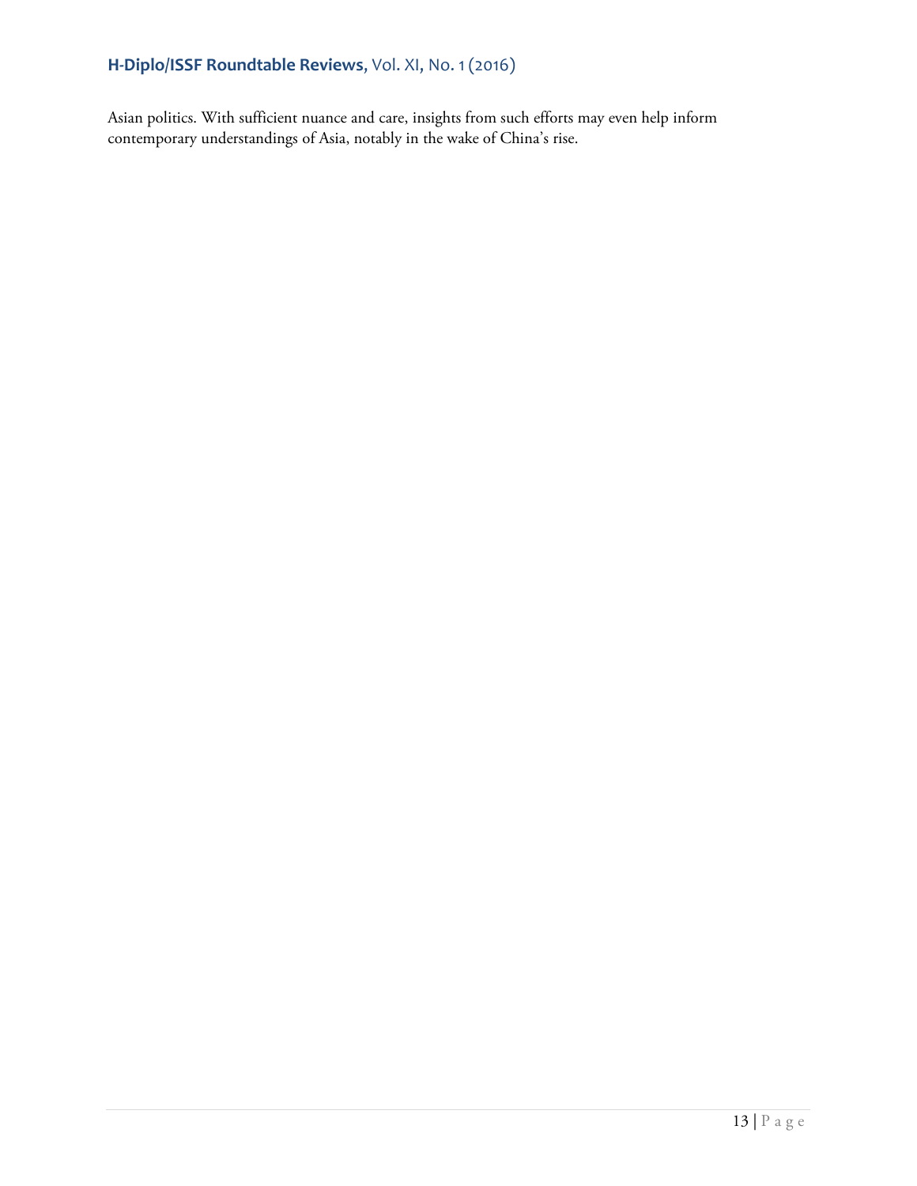Asian politics. With sufficient nuance and care, insights from such efforts may even help inform contemporary understandings of Asia, notably in the wake of China's rise.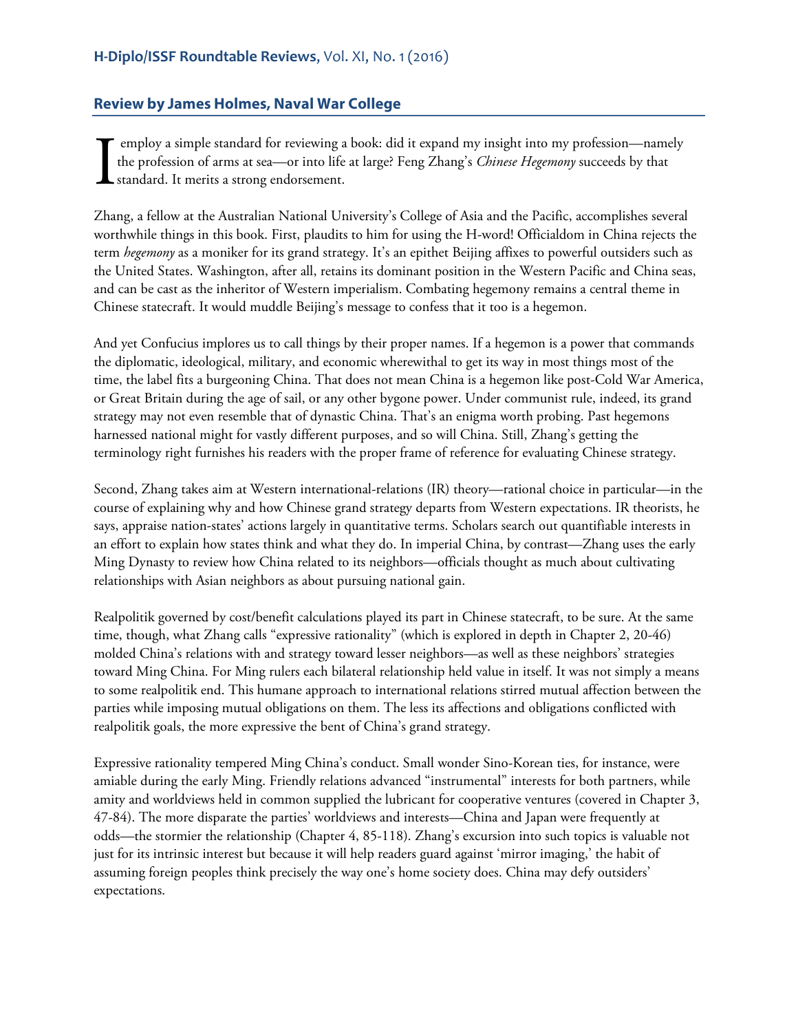## Review by James Holmes, Naval War College

I employ a simple standard for reviewing a book: did it expand my insight into my profession—namely the profession of arms at sea—or into life at large? Feng Zhang's *Chinese Hegemony* succeeds by that standard. It merits a strong endorsement.

Zhang, a fellow at the Australian National University's College of Asia and the Pacific, accomplishes several worthwhile things in this book. First, plaudits to him for using the H-word! Officialdom in China rejects the term *hegemony* as a moniker for its grand strategy. It's an epithet Beijing affixes to powerful outsiders such as the United States. Washington, after all, retains its dominant position in the Western Pacific and China seas, and can be cast as the inheritor of Western imperialism. Combating hegemony remains a central theme in Chinese statecraft. It would muddle Beijing's message to confess that it too is a hegemon.

And yet Confucius implores us to call things by their proper names. If a hegemon is a power that commands the diplomatic, ideological, military, and economic wherewithal to get its way in most things most of the time, the label fits a burgeoning China. That does not mean China is a hegemon like post-Cold War America, or Great Britain during the age of sail, or any other bygone power. Under communist rule, indeed, its grand strategy may not even resemble that of dynastic China. That's an enigma worth probing. Past hegemons harnessed national might for vastly different purposes, and so will China. Still, Zhang's getting the terminology right furnishes his readers with the proper frame of reference for evaluating Chinese strategy.

Second, Zhang takes aim at Western international-relations (IR) theory—rational choice in particular—in the course of explaining why and how Chinese grand strategy departs from Western expectations. IR theorists, he says, appraise nation-states' actions largely in quantitative terms. Scholars search out quantifiable interests in an effort to explain how states think and what they do. In imperial China, by contrast—Zhang uses the early Ming Dynasty to review how China related to its neighbors—officials thought as much about cultivating relationships with Asian neighbors as about pursuing national gain.

Realpolitik governed by cost/benefit calculations played its part in Chinese statecraft, to be sure. At the same time, though, what Zhang calls "expressive rationality" (which is explored in depth in Chapter 2, 20-46) molded China's relations with and strategy toward lesser neighbors—as well as these neighbors' strategies toward Ming China. For Ming rulers each bilateral relationship held value in itself. It was not simply a means to some realpolitik end. This humane approach to international relations stirred mutual affection between the parties while imposing mutual obligations on them. The less its affections and obligations conflicted with realpolitik goals, the more expressive the bent of China's grand strategy.

Expressive rationality tempered Ming China's conduct. Small wonder Sino-Korean ties, for instance, were amiable during the early Ming. Friendly relations advanced "instrumental" interests for both partners, while amity and worldviews held in common supplied the lubricant for cooperative ventures (covered in Chapter 3, 47-84). The more disparate the parties' worldviews and interests—China and Japan were frequently at odds—the stormier the relationship (Chapter 4, 85-118). Zhang's excursion into such topics is valuable not just for its intrinsic interest but because it will help readers guard against 'mirror imaging,' the habit of assuming foreign peoples think precisely the way one's home society does. China may defy outsiders' expectations.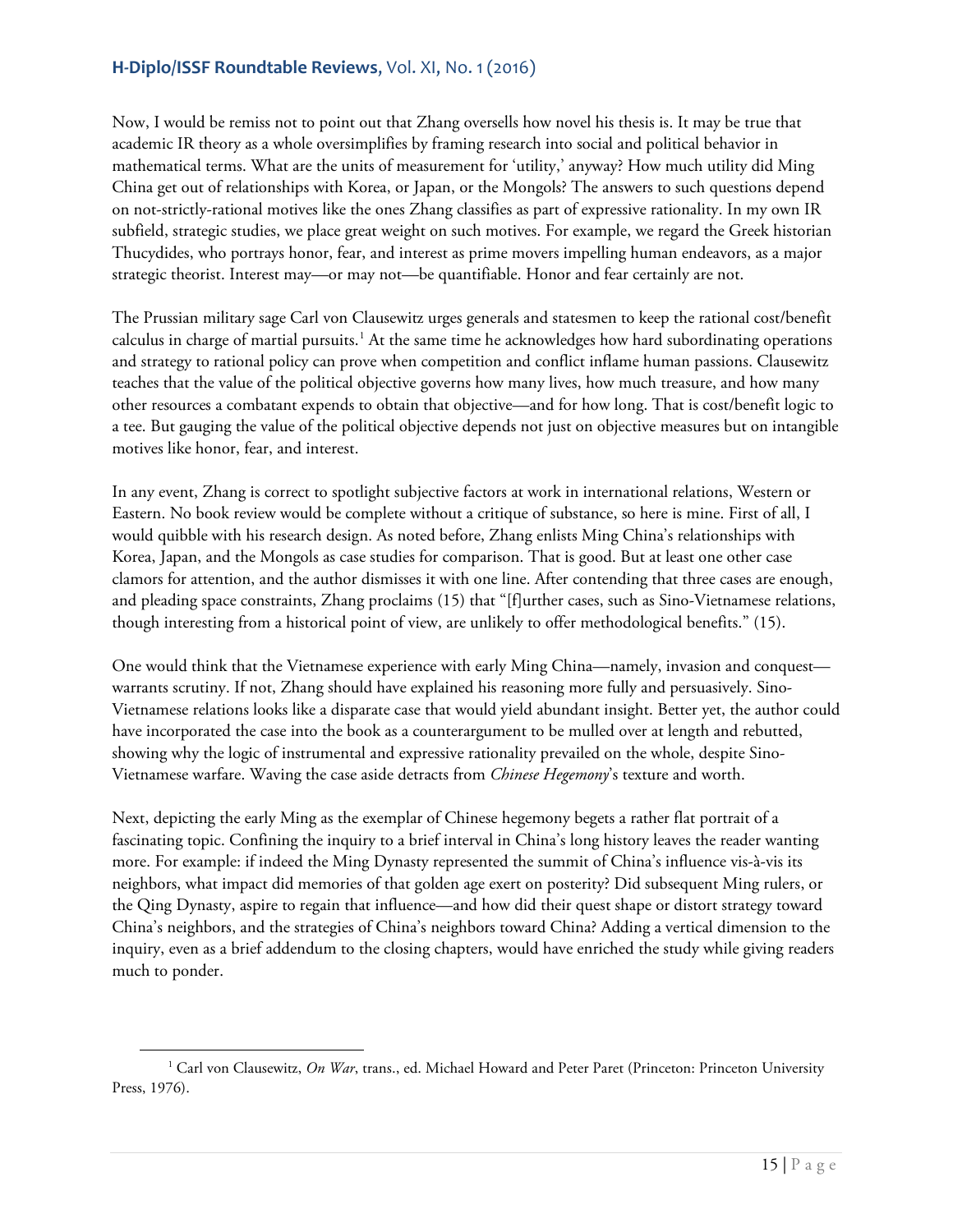Now, I would be remiss not to point out that Zhang oversells how novel his thesis is. It may be true that academic IR theory as a whole oversimplifies by framing research into social and political behavior in mathematical terms. What are the units of measurement for 'utility,' anyway? How much utility did Ming China get out of relationships with Korea, or Japan, or the Mongols? The answers to such questions depend on not-strictly-rational motives like the ones Zhang classifies as part of expressive rationality. In my own IR subfield, strategic studies, we place great weight on such motives. For example, we regard the Greek historian Thucydides, who portrays honor, fear, and interest as prime movers impelling human endeavors, as a major strategic theorist. Interest may—or may not—be quantifiable. Honor and fear certainly are not.

The Prussian military sage Carl von Clausewitz urges generals and statesmen to keep the rational cost/benefit calculus in charge of martial pursuits.[1] At the same time he acknowledges how hard subordinating operations and strategy to rational policy can prove when competition and conflict inflame human passions. Clausewitz teaches that the value of the political objective governs how many lives, how much treasure, and how many other resources a combatant expends to obtain that objective—and for how long. That is cost/benefit logic to a tee. But gauging the value of the political objective depends not just on objective measures but on intangible motives like honor, fear, and interest.

In any event, Zhang is correct to spotlight subjective factors at work in international relations, Western or Eastern. No book review would be complete without a critique of substance, so here is mine. First of all, I would quibble with his research design. As noted before, Zhang enlists Ming China's relationships with Korea, Japan, and the Mongols as case studies for comparison. That is good. But at least one other case clamors for attention, and the author dismisses it with one line. After contending that three cases are enough, and pleading space constraints, Zhang proclaims (15) that "[f]urther cases, such as Sino-Vietnamese relations, though interesting from a historical point of view, are unlikely to offer methodological benefits." (15).

One would think that the Vietnamese experience with early Ming China—namely, invasion and conquest—warrants scrutiny. If not, Zhang should have explained his reasoning more fully and persuasively. Sino-Vietnamese relations looks like a disparate case that would yield abundant insight. Better yet, the author could have incorporated the case into the book as a counterargument to be mulled over at length and rebutted, showing why the logic of instrumental and expressive rationality prevailed on the whole, despite Sino-Vietnamese warfare. Waving the case aside detracts from *Chinese Hegemony*'s texture and worth.

Next, depicting the early Ming as the exemplar of Chinese hegemony begets a rather flat portrait of a fascinating topic. Confining the inquiry to a brief interval in China's long history leaves the reader wanting more. For example: if indeed the Ming Dynasty represented the summit of China's influence vis-à-vis its neighbors, what impact did memories of that golden age exert on posterity? Did subsequent Ming rulers, or the Qing Dynasty, aspire to regain that influence—and how did their quest shape or distort strategy toward China's neighbors, and the strategies of China's neighbors toward China? Adding a vertical dimension to the inquiry, even as a brief addendum to the closing chapters, would have enriched the study while giving readers much to ponder.

[1] Carl von Clausewitz, *On War*, trans., ed. Michael Howard and Peter Paret (Princeton: Princeton University Press, 1976).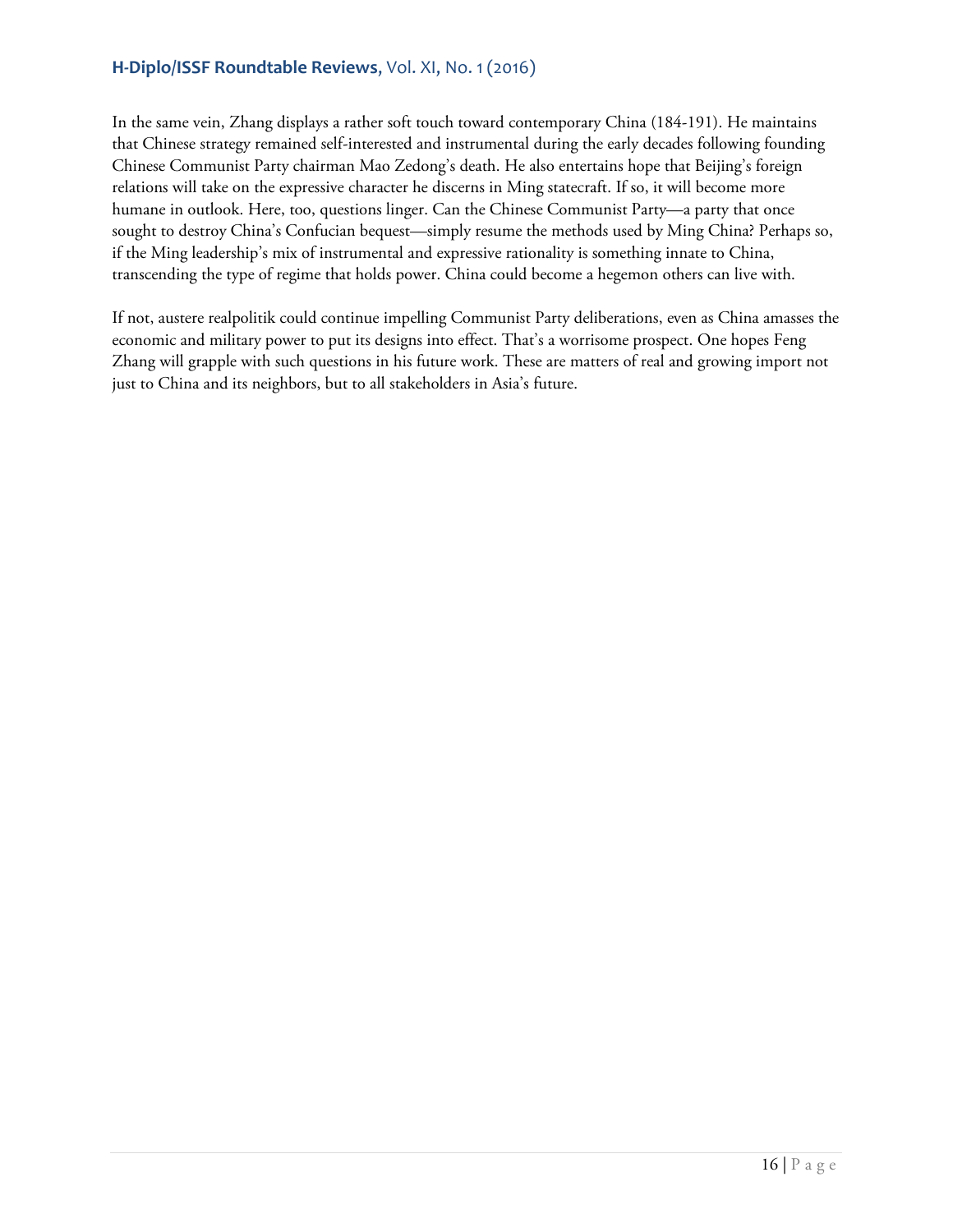In the same vein, Zhang displays a rather soft touch toward contemporary China (184-191). He maintains that Chinese strategy remained self-interested and instrumental during the early decades following founding Chinese Communist Party chairman Mao Zedong's death. He also entertains hope that Beijing's foreign relations will take on the expressive character he discerns in Ming statecraft. If so, it will become more humane in outlook. Here, too, questions linger. Can the Chinese Communist Party—a party that once sought to destroy China's Confucian bequest—simply resume the methods used by Ming China? Perhaps so, if the Ming leadership's mix of instrumental and expressive rationality is something innate to China, transcending the type of regime that holds power. China could become a hegemon others can live with.

If not, austere realpolitik could continue impelling Communist Party deliberations, even as China amasses the economic and military power to put its designs into effect. That's a worrisome prospect. One hopes Feng Zhang will grapple with such questions in his future work. These are matters of real and growing import not just to China and its neighbors, but to all stakeholders in Asia's future.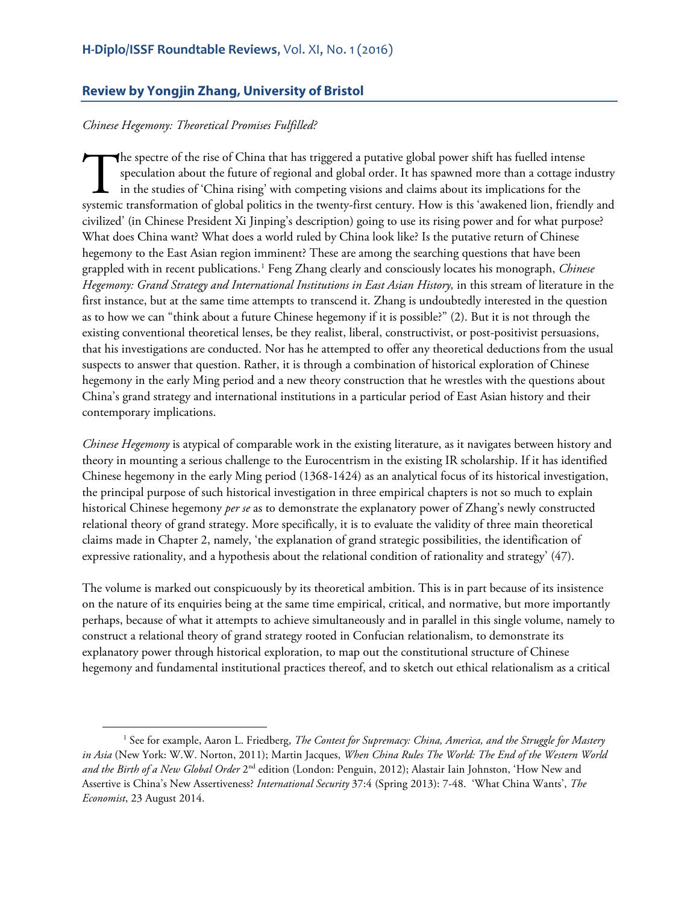## Review by Yongjin Zhang, University of Bristol

*Chinese Hegemony: Theoretical Promises Fulfilled?*

The spectre of the rise of China that has triggered a putative global power shift has fuelled intense speculation about the future of regional and global order. It has spawned more than a cottage industry in the studies of 'China rising' with competing visions and claims about its implications for the systemic transformation of global politics in the twenty-first century. How is this 'awakened lion, friendly and civilized' (in Chinese President Xi Jinping's description) going to use its rising power and for what purpose? What does China want? What does a world ruled by China look like? Is the putative return of Chinese hegemony to the East Asian region imminent? These are among the searching questions that have been grappled with in recent publications.[1] Feng Zhang clearly and consciously locates his monograph, *Chinese Hegemony: Grand Strategy and International Institutions in East Asian History,* in this stream of literature in the first instance, but at the same time attempts to transcend it. Zhang is undoubtedly interested in the question as to how we can "think about a future Chinese hegemony if it is possible?" (2). But it is not through the existing conventional theoretical lenses, be they realist, liberal, constructivist, or post-positivist persuasions, that his investigations are conducted. Nor has he attempted to offer any theoretical deductions from the usual suspects to answer that question. Rather, it is through a combination of historical exploration of Chinese hegemony in the early Ming period and a new theory construction that he wrestles with the questions about China's grand strategy and international institutions in a particular period of East Asian history and their contemporary implications.

*Chinese Hegemony* is atypical of comparable work in the existing literature, as it navigates between history and theory in mounting a serious challenge to the Eurocentrism in the existing IR scholarship. If it has identified Chinese hegemony in the early Ming period (1368-1424) as an analytical focus of its historical investigation, the principal purpose of such historical investigation in three empirical chapters is not so much to explain historical Chinese hegemony *per se* as to demonstrate the explanatory power of Zhang's newly constructed relational theory of grand strategy. More specifically, it is to evaluate the validity of three main theoretical claims made in Chapter 2, namely, 'the explanation of grand strategic possibilities, the identification of expressive rationality, and a hypothesis about the relational condition of rationality and strategy' (47).

The volume is marked out conspicuously by its theoretical ambition. This is in part because of its insistence on the nature of its enquiries being at the same time empirical, critical, and normative, but more importantly perhaps, because of what it attempts to achieve simultaneously and in parallel in this single volume, namely to construct a relational theory of grand strategy rooted in Confucian relationalism, to demonstrate its explanatory power through historical exploration, to map out the constitutional structure of Chinese hegemony and fundamental institutional practices thereof, and to sketch out ethical relationalism as a critical

[1] See for example, Aaron L. Friedberg, *The Contest for Supremacy: China, America, and the Struggle for Mastery in Asia* (New York: W.W. Norton, 2011); Martin Jacques, *When China Rules The World: The End of the Western World and the Birth of a New Global Order* 2nd edition (London: Penguin, 2012); Alastair Iain Johnston, 'How New and Assertive is China's New Assertiveness? *International Security* 37:4 (Spring 2013): 7-48. 'What China Wants', *The Economist*, 23 August 2014.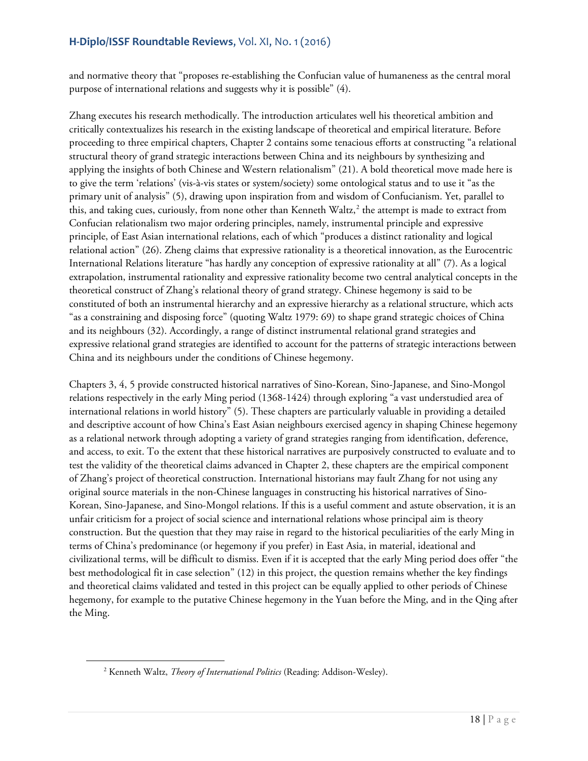and normative theory that "proposes re-establishing the Confucian value of humaneness as the central moral purpose of international relations and suggests why it is possible" (4).

Zhang executes his research methodically. The introduction articulates well his theoretical ambition and critically contextualizes his research in the existing landscape of theoretical and empirical literature. Before proceeding to three empirical chapters, Chapter 2 contains some tenacious efforts at constructing "a relational structural theory of grand strategic interactions between China and its neighbours by synthesizing and applying the insights of both Chinese and Western relationalism" (21). A bold theoretical move made here is to give the term 'relations' (vis-à-vis states or system/society) some ontological status and to use it "as the primary unit of analysis" (5), drawing upon inspiration from and wisdom of Confucianism. Yet, parallel to this, and taking cues, curiously, from none other than Kenneth Waltz,[2] the attempt is made to extract from Confucian relationalism two major ordering principles, namely, instrumental principle and expressive principle, of East Asian international relations, each of which "produces a distinct rationality and logical relational action" (26). Zheng claims that expressive rationality is a theoretical innovation, as the Eurocentric International Relations literature "has hardly any conception of expressive rationality at all" (7). As a logical extrapolation, instrumental rationality and expressive rationality become two central analytical concepts in the theoretical construct of Zhang's relational theory of grand strategy. Chinese hegemony is said to be constituted of both an instrumental hierarchy and an expressive hierarchy as a relational structure, which acts "as a constraining and disposing force" (quoting Waltz 1979: 69) to shape grand strategic choices of China and its neighbours (32). Accordingly, a range of distinct instrumental relational grand strategies and expressive relational grand strategies are identified to account for the patterns of strategic interactions between China and its neighbours under the conditions of Chinese hegemony.

Chapters 3, 4, 5 provide constructed historical narratives of Sino-Korean, Sino-Japanese, and Sino-Mongol relations respectively in the early Ming period (1368-1424) through exploring "a vast understudied area of international relations in world history" (5). These chapters are particularly valuable in providing a detailed and descriptive account of how China's East Asian neighbours exercised agency in shaping Chinese hegemony as a relational network through adopting a variety of grand strategies ranging from identification, deference, and access, to exit. To the extent that these historical narratives are purposively constructed to evaluate and to test the validity of the theoretical claims advanced in Chapter 2, these chapters are the empirical component of Zhang's project of theoretical construction. International historians may fault Zhang for not using any original source materials in the non-Chinese languages in constructing his historical narratives of Sino-Korean, Sino-Japanese, and Sino-Mongol relations. If this is a useful comment and astute observation, it is an unfair criticism for a project of social science and international relations whose principal aim is theory construction. But the question that they may raise in regard to the historical peculiarities of the early Ming in terms of China's predominance (or hegemony if you prefer) in East Asia, in material, ideational and civilizational terms, will be difficult to dismiss. Even if it is accepted that the early Ming period does offer "the best methodological fit in case selection" (12) in this project, the question remains whether the key findings and theoretical claims validated and tested in this project can be equally applied to other periods of Chinese hegemony, for example to the putative Chinese hegemony in the Yuan before the Ming, and in the Qing after the Ming.

[2] Kenneth Waltz, *Theory of International Politics* (Reading: Addison-Wesley).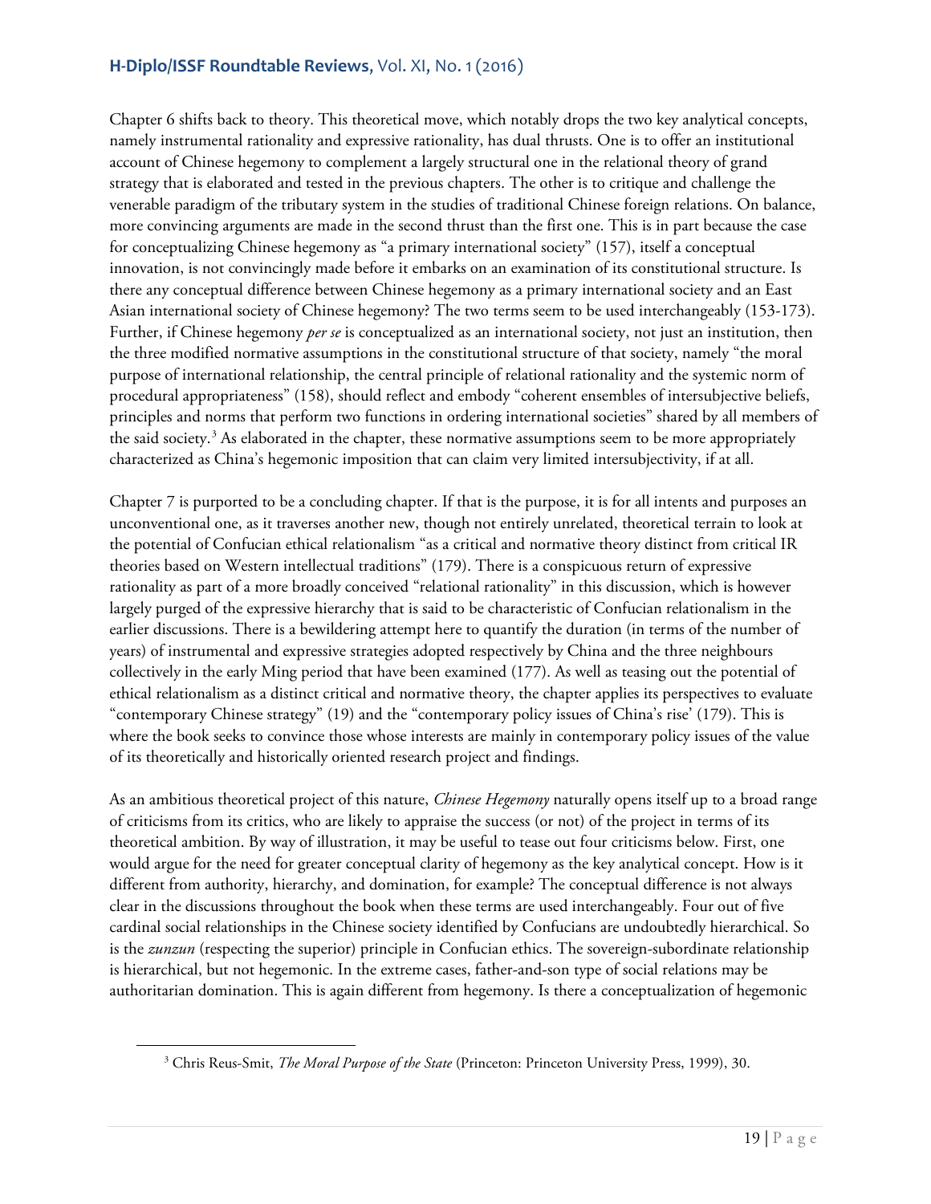Chapter 6 shifts back to theory. This theoretical move, which notably drops the two key analytical concepts, namely instrumental rationality and expressive rationality, has dual thrusts. One is to offer an institutional account of Chinese hegemony to complement a largely structural one in the relational theory of grand strategy that is elaborated and tested in the previous chapters. The other is to critique and challenge the venerable paradigm of the tributary system in the studies of traditional Chinese foreign relations. On balance, more convincing arguments are made in the second thrust than the first one. This is in part because the case for conceptualizing Chinese hegemony as "a primary international society" (157), itself a conceptual innovation, is not convincingly made before it embarks on an examination of its constitutional structure. Is there any conceptual difference between Chinese hegemony as a primary international society and an East Asian international society of Chinese hegemony? The two terms seem to be used interchangeably (153-173). Further, if Chinese hegemony *per se* is conceptualized as an international society, not just an institution, then the three modified normative assumptions in the constitutional structure of that society, namely "the moral purpose of international relationship, the central principle of relational rationality and the systemic norm of procedural appropriateness" (158), should reflect and embody "coherent ensembles of intersubjective beliefs, principles and norms that perform two functions in ordering international societies" shared by all members of the said society.[3] As elaborated in the chapter, these normative assumptions seem to be more appropriately characterized as China's hegemonic imposition that can claim very limited intersubjectivity, if at all.

Chapter 7 is purported to be a concluding chapter. If that is the purpose, it is for all intents and purposes an unconventional one, as it traverses another new, though not entirely unrelated, theoretical terrain to look at the potential of Confucian ethical relationalism "as a critical and normative theory distinct from critical IR theories based on Western intellectual traditions" (179). There is a conspicuous return of expressive rationality as part of a more broadly conceived "relational rationality" in this discussion, which is however largely purged of the expressive hierarchy that is said to be characteristic of Confucian relationalism in the earlier discussions. There is a bewildering attempt here to quantify the duration (in terms of the number of years) of instrumental and expressive strategies adopted respectively by China and the three neighbours collectively in the early Ming period that have been examined (177). As well as teasing out the potential of ethical relationalism as a distinct critical and normative theory, the chapter applies its perspectives to evaluate "contemporary Chinese strategy" (19) and the "contemporary policy issues of China's rise' (179). This is where the book seeks to convince those whose interests are mainly in contemporary policy issues of the value of its theoretically and historically oriented research project and findings.

As an ambitious theoretical project of this nature, *Chinese Hegemony* naturally opens itself up to a broad range of criticisms from its critics, who are likely to appraise the success (or not) of the project in terms of its theoretical ambition. By way of illustration, it may be useful to tease out four criticisms below. First, one would argue for the need for greater conceptual clarity of hegemony as the key analytical concept. How is it different from authority, hierarchy, and domination, for example? The conceptual difference is not always clear in the discussions throughout the book when these terms are used interchangeably. Four out of five cardinal social relationships in the Chinese society identified by Confucians are undoubtedly hierarchical. So is the *zunzun* (respecting the superior) principle in Confucian ethics. The sovereign-subordinate relationship is hierarchical, but not hegemonic. In the extreme cases, father-and-son type of social relations may be authoritarian domination. This is again different from hegemony. Is there a conceptualization of hegemonic

[3] Chris Reus-Smit, *The Moral Purpose of the State* (Princeton: Princeton University Press, 1999), 30.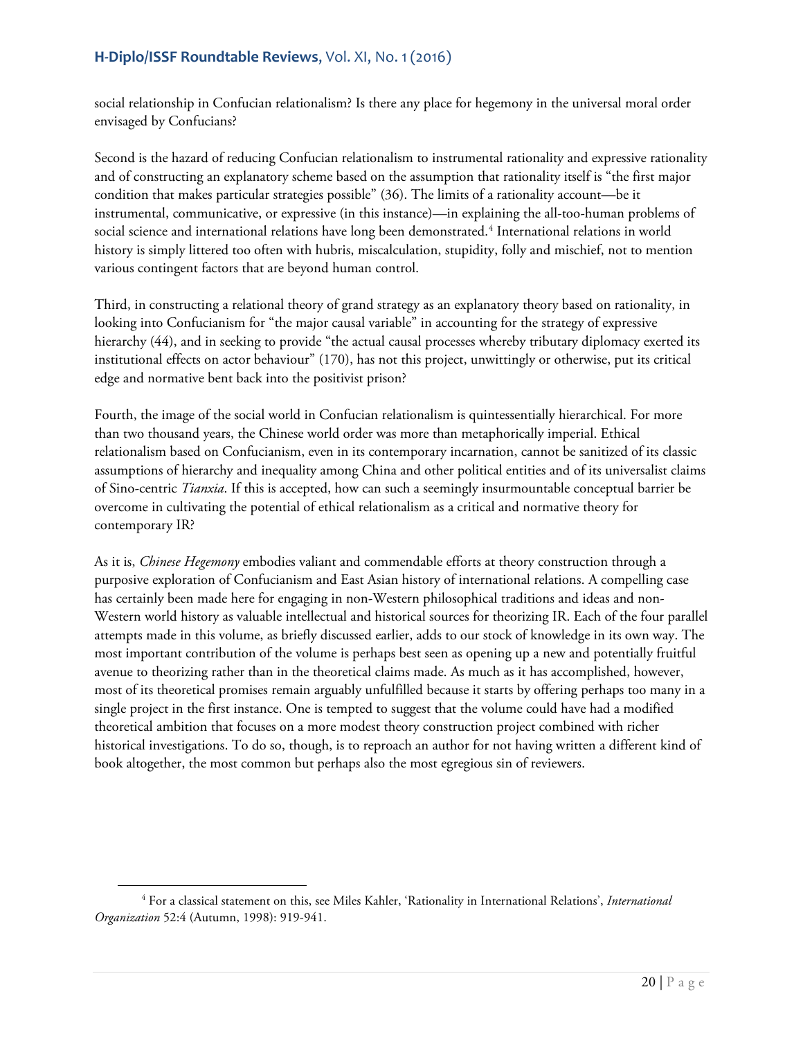social relationship in Confucian relationalism? Is there any place for hegemony in the universal moral order envisaged by Confucians?

Second is the hazard of reducing Confucian relationalism to instrumental rationality and expressive rationality and of constructing an explanatory scheme based on the assumption that rationality itself is "the first major condition that makes particular strategies possible" (36). The limits of a rationality account—be it instrumental, communicative, or expressive (in this instance)—in explaining the all-too-human problems of social science and international relations have long been demonstrated.[4] International relations in world history is simply littered too often with hubris, miscalculation, stupidity, folly and mischief, not to mention various contingent factors that are beyond human control.

Third, in constructing a relational theory of grand strategy as an explanatory theory based on rationality, in looking into Confucianism for "the major causal variable" in accounting for the strategy of expressive hierarchy (44), and in seeking to provide "the actual causal processes whereby tributary diplomacy exerted its institutional effects on actor behaviour" (170), has not this project, unwittingly or otherwise, put its critical edge and normative bent back into the positivist prison?

Fourth, the image of the social world in Confucian relationalism is quintessentially hierarchical. For more than two thousand years, the Chinese world order was more than metaphorically imperial. Ethical relationalism based on Confucianism, even in its contemporary incarnation, cannot be sanitized of its classic assumptions of hierarchy and inequality among China and other political entities and of its universalist claims of Sino-centric *Tianxia*. If this is accepted, how can such a seemingly insurmountable conceptual barrier be overcome in cultivating the potential of ethical relationalism as a critical and normative theory for contemporary IR?

As it is, *Chinese Hegemony* embodies valiant and commendable efforts at theory construction through a purposive exploration of Confucianism and East Asian history of international relations. A compelling case has certainly been made here for engaging in non-Western philosophical traditions and ideas and non-Western world history as valuable intellectual and historical sources for theorizing IR. Each of the four parallel attempts made in this volume, as briefly discussed earlier, adds to our stock of knowledge in its own way. The most important contribution of the volume is perhaps best seen as opening up a new and potentially fruitful avenue to theorizing rather than in the theoretical claims made. As much as it has accomplished, however, most of its theoretical promises remain arguably unfulfilled because it starts by offering perhaps too many in a single project in the first instance. One is tempted to suggest that the volume could have had a modified theoretical ambition that focuses on a more modest theory construction project combined with richer historical investigations. To do so, though, is to reproach an author for not having written a different kind of book altogether, the most common but perhaps also the most egregious sin of reviewers.

---

[4] For a classical statement on this, see Miles Kahler, 'Rationality in International Relations', *International Organization* 52:4 (Autumn, 1998): 919-941.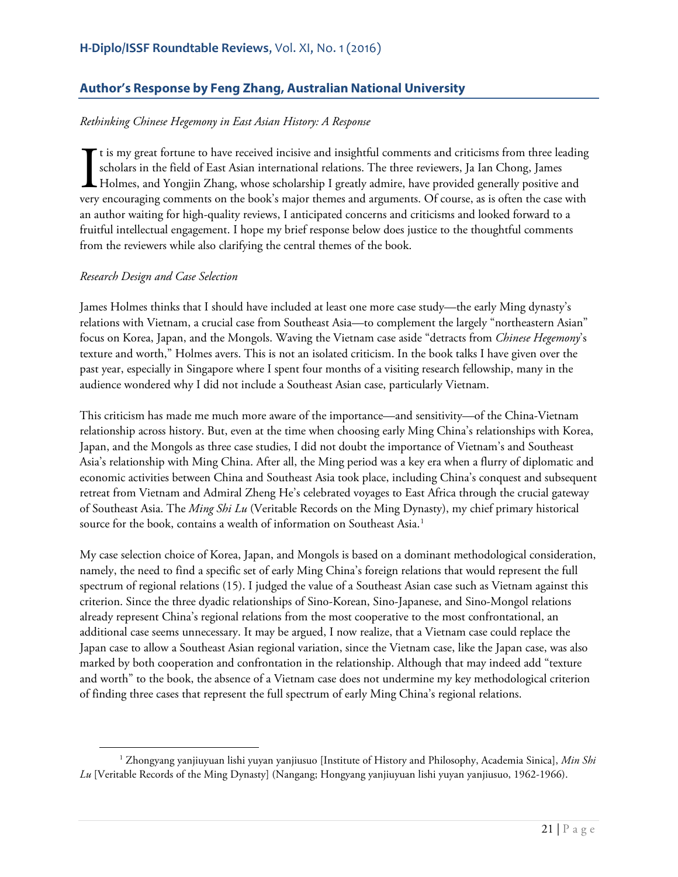## Author's Response by Feng Zhang, Australian National University

*Rethinking Chinese Hegemony in East Asian History: A Response*

It is my great fortune to have received incisive and insightful comments and criticisms from three leading scholars in the field of East Asian international relations. The three reviewers, Ja Ian Chong, James Holmes, and Yongjin Zhang, whose scholarship I greatly admire, have provided generally positive and very encouraging comments on the book's major themes and arguments. Of course, as is often the case with an author waiting for high-quality reviews, I anticipated concerns and criticisms and looked forward to a fruitful intellectual engagement. I hope my brief response below does justice to the thoughtful comments from the reviewers while also clarifying the central themes of the book.

*Research Design and Case Selection*

James Holmes thinks that I should have included at least one more case study—the early Ming dynasty's relations with Vietnam, a crucial case from Southeast Asia—to complement the largely "northeastern Asian" focus on Korea, Japan, and the Mongols. Waving the Vietnam case aside "detracts from *Chinese Hegemony*'s texture and worth," Holmes avers. This is not an isolated criticism. In the book talks I have given over the past year, especially in Singapore where I spent four months of a visiting research fellowship, many in the audience wondered why I did not include a Southeast Asian case, particularly Vietnam.

This criticism has made me much more aware of the importance—and sensitivity—of the China-Vietnam relationship across history. But, even at the time when choosing early Ming China's relationships with Korea, Japan, and the Mongols as three case studies, I did not doubt the importance of Vietnam's and Southeast Asia's relationship with Ming China. After all, the Ming period was a key era when a flurry of diplomatic and economic activities between China and Southeast Asia took place, including China's conquest and subsequent retreat from Vietnam and Admiral Zheng He's celebrated voyages to East Africa through the crucial gateway of Southeast Asia. The *Ming Shi Lu* (Veritable Records on the Ming Dynasty), my chief primary historical source for the book, contains a wealth of information on Southeast Asia.[1]

My case selection choice of Korea, Japan, and Mongols is based on a dominant methodological consideration, namely, the need to find a specific set of early Ming China's foreign relations that would represent the full spectrum of regional relations (15). I judged the value of a Southeast Asian case such as Vietnam against this criterion. Since the three dyadic relationships of Sino-Korean, Sino-Japanese, and Sino-Mongol relations already represent China's regional relations from the most cooperative to the most confrontational, an additional case seems unnecessary. It may be argued, I now realize, that a Vietnam case could replace the Japan case to allow a Southeast Asian regional variation, since the Vietnam case, like the Japan case, was also marked by both cooperation and confrontation in the relationship. Although that may indeed add "texture and worth" to the book, the absence of a Vietnam case does not undermine my key methodological criterion of finding three cases that represent the full spectrum of early Ming China's regional relations.

[1] Zhongyang yanjiuyuan lishi yuyan yanjiusuo [Institute of History and Philosophy, Academia Sinica], *Min Shi Lu* [Veritable Records of the Ming Dynasty] (Nangang; Hongyang yanjiuyuan lishi yuyan yanjiusuo, 1962-1966).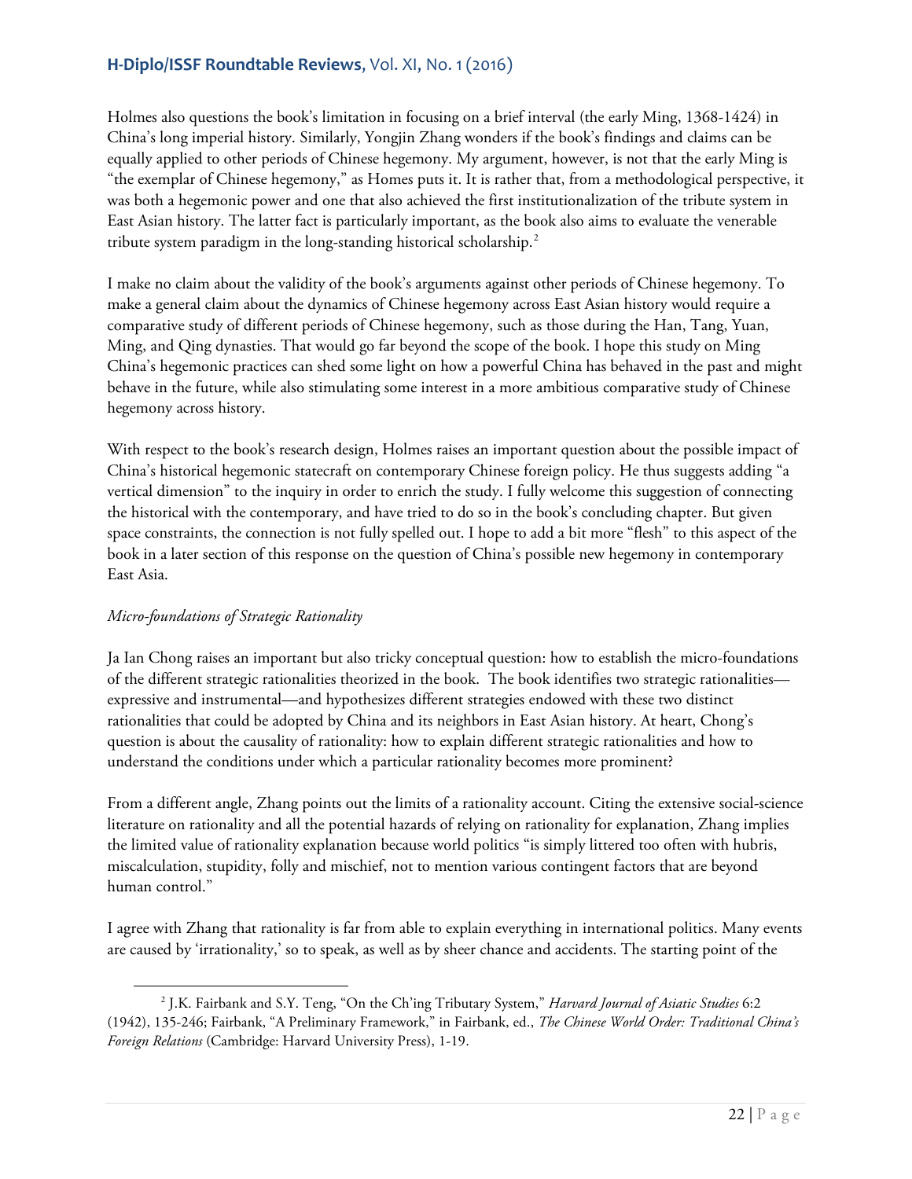Holmes also questions the book's limitation in focusing on a brief interval (the early Ming, 1368-1424) in China's long imperial history. Similarly, Yongjin Zhang wonders if the book's findings and claims can be equally applied to other periods of Chinese hegemony. My argument, however, is not that the early Ming is "the exemplar of Chinese hegemony," as Homes puts it. It is rather that, from a methodological perspective, it was both a hegemonic power and one that also achieved the first institutionalization of the tribute system in East Asian history. The latter fact is particularly important, as the book also aims to evaluate the venerable tribute system paradigm in the long-standing historical scholarship.[2]

I make no claim about the validity of the book's arguments against other periods of Chinese hegemony. To make a general claim about the dynamics of Chinese hegemony across East Asian history would require a comparative study of different periods of Chinese hegemony, such as those during the Han, Tang, Yuan, Ming, and Qing dynasties. That would go far beyond the scope of the book. I hope this study on Ming China's hegemonic practices can shed some light on how a powerful China has behaved in the past and might behave in the future, while also stimulating some interest in a more ambitious comparative study of Chinese hegemony across history.

With respect to the book's research design, Holmes raises an important question about the possible impact of China's historical hegemonic statecraft on contemporary Chinese foreign policy. He thus suggests adding "a vertical dimension" to the inquiry in order to enrich the study. I fully welcome this suggestion of connecting the historical with the contemporary, and have tried to do so in the book's concluding chapter. But given space constraints, the connection is not fully spelled out. I hope to add a bit more "flesh" to this aspect of the book in a later section of this response on the question of China's possible new hegemony in contemporary East Asia.

*Micro-foundations of Strategic Rationality*

Ja Ian Chong raises an important but also tricky conceptual question: how to establish the micro-foundations of the different strategic rationalities theorized in the book. The book identifies two strategic rationalities—expressive and instrumental—and hypothesizes different strategies endowed with these two distinct rationalities that could be adopted by China and its neighbors in East Asian history. At heart, Chong's question is about the causality of rationality: how to explain different strategic rationalities and how to understand the conditions under which a particular rationality becomes more prominent?

From a different angle, Zhang points out the limits of a rationality account. Citing the extensive social-science literature on rationality and all the potential hazards of relying on rationality for explanation, Zhang implies the limited value of rationality explanation because world politics "is simply littered too often with hubris, miscalculation, stupidity, folly and mischief, not to mention various contingent factors that are beyond human control."

I agree with Zhang that rationality is far from able to explain everything in international politics. Many events are caused by 'irrationality,' so to speak, as well as by sheer chance and accidents. The starting point of the

---

[2] J.K. Fairbank and S.Y. Teng, "On the Ch'ing Tributary System," *Harvard Journal of Asiatic Studies* 6:2 (1942), 135-246; Fairbank, "A Preliminary Framework," in Fairbank, ed., *The Chinese World Order: Traditional China's Foreign Relations* (Cambridge: Harvard University Press), 1-19.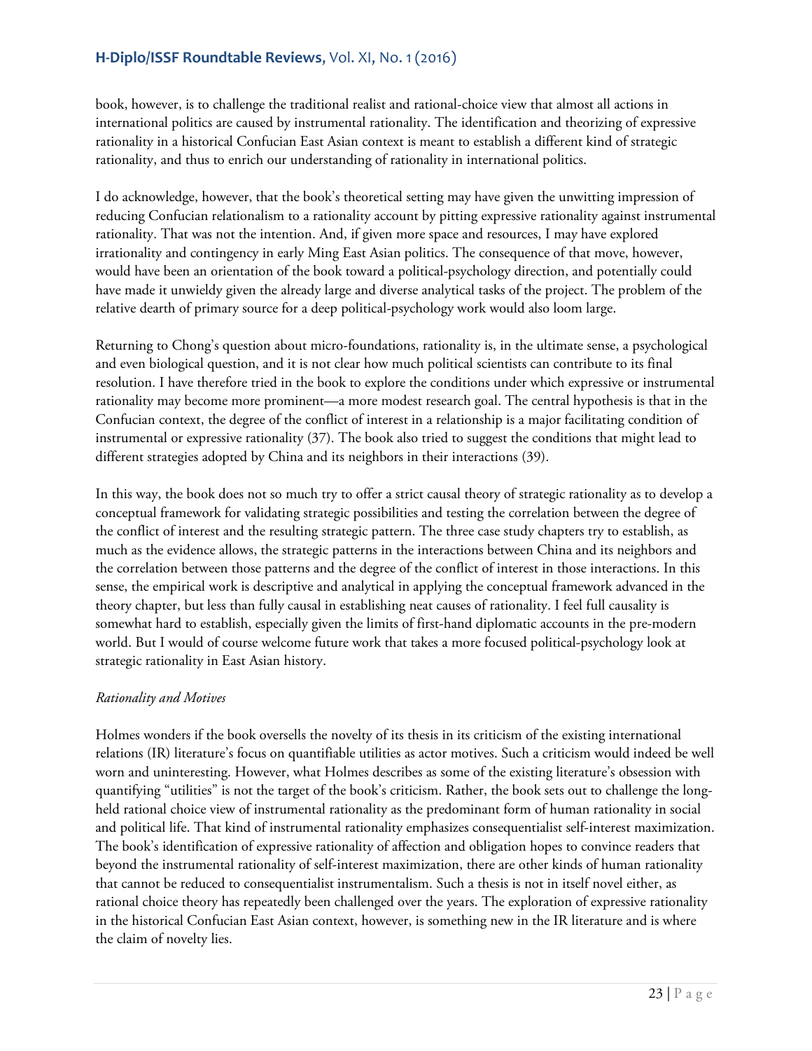book, however, is to challenge the traditional realist and rational-choice view that almost all actions in international politics are caused by instrumental rationality. The identification and theorizing of expressive rationality in a historical Confucian East Asian context is meant to establish a different kind of strategic rationality, and thus to enrich our understanding of rationality in international politics.

I do acknowledge, however, that the book's theoretical setting may have given the unwitting impression of reducing Confucian relationalism to a rationality account by pitting expressive rationality against instrumental rationality. That was not the intention. And, if given more space and resources, I may have explored irrationality and contingency in early Ming East Asian politics. The consequence of that move, however, would have been an orientation of the book toward a political-psychology direction, and potentially could have made it unwieldy given the already large and diverse analytical tasks of the project. The problem of the relative dearth of primary source for a deep political-psychology work would also loom large.

Returning to Chong's question about micro-foundations, rationality is, in the ultimate sense, a psychological and even biological question, and it is not clear how much political scientists can contribute to its final resolution. I have therefore tried in the book to explore the conditions under which expressive or instrumental rationality may become more prominent—a more modest research goal. The central hypothesis is that in the Confucian context, the degree of the conflict of interest in a relationship is a major facilitating condition of instrumental or expressive rationality (37). The book also tried to suggest the conditions that might lead to different strategies adopted by China and its neighbors in their interactions (39).

In this way, the book does not so much try to offer a strict causal theory of strategic rationality as to develop a conceptual framework for validating strategic possibilities and testing the correlation between the degree of the conflict of interest and the resulting strategic pattern. The three case study chapters try to establish, as much as the evidence allows, the strategic patterns in the interactions between China and its neighbors and the correlation between those patterns and the degree of the conflict of interest in those interactions. In this sense, the empirical work is descriptive and analytical in applying the conceptual framework advanced in the theory chapter, but less than fully causal in establishing neat causes of rationality. I feel full causality is somewhat hard to establish, especially given the limits of first-hand diplomatic accounts in the pre-modern world. But I would of course welcome future work that takes a more focused political-psychology look at strategic rationality in East Asian history.

*Rationality and Motives*

Holmes wonders if the book oversells the novelty of its thesis in its criticism of the existing international relations (IR) literature's focus on quantifiable utilities as actor motives. Such a criticism would indeed be well worn and uninteresting. However, what Holmes describes as some of the existing literature's obsession with quantifying "utilities" is not the target of the book's criticism. Rather, the book sets out to challenge the long-held rational choice view of instrumental rationality as the predominant form of human rationality in social and political life. That kind of instrumental rationality emphasizes consequentialist self-interest maximization. The book's identification of expressive rationality of affection and obligation hopes to convince readers that beyond the instrumental rationality of self-interest maximization, there are other kinds of human rationality that cannot be reduced to consequentialist instrumentalism. Such a thesis is not in itself novel either, as rational choice theory has repeatedly been challenged over the years. The exploration of expressive rationality in the historical Confucian East Asian context, however, is something new in the IR literature and is where the claim of novelty lies.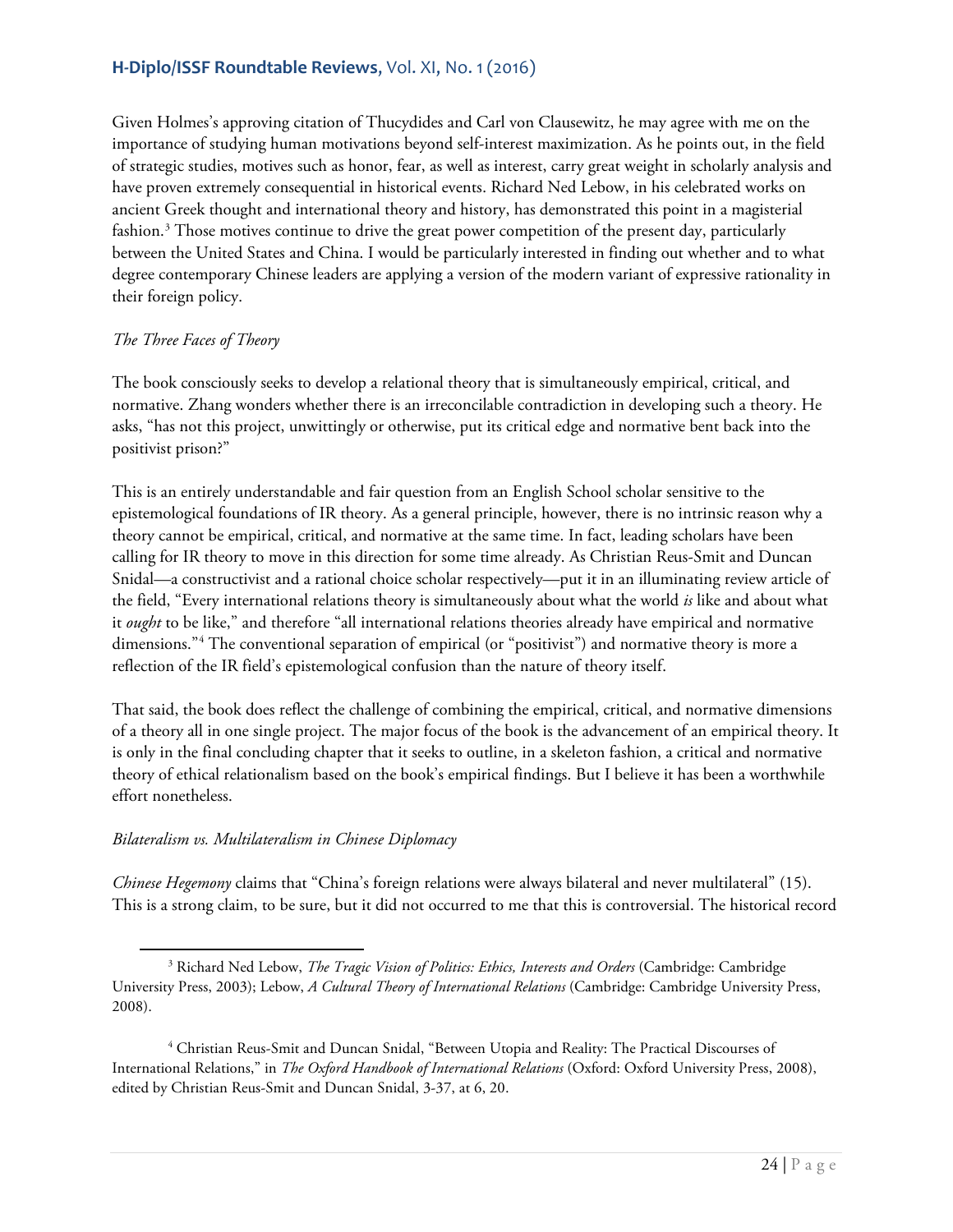Given Holmes's approving citation of Thucydides and Carl von Clausewitz, he may agree with me on the importance of studying human motivations beyond self-interest maximization. As he points out, in the field of strategic studies, motives such as honor, fear, as well as interest, carry great weight in scholarly analysis and have proven extremely consequential in historical events. Richard Ned Lebow, in his celebrated works on ancient Greek thought and international theory and history, has demonstrated this point in a magisterial fashion.[3] Those motives continue to drive the great power competition of the present day, particularly between the United States and China. I would be particularly interested in finding out whether and to what degree contemporary Chinese leaders are applying a version of the modern variant of expressive rationality in their foreign policy.

*The Three Faces of Theory*

The book consciously seeks to develop a relational theory that is simultaneously empirical, critical, and normative. Zhang wonders whether there is an irreconcilable contradiction in developing such a theory. He asks, "has not this project, unwittingly or otherwise, put its critical edge and normative bent back into the positivist prison?"

This is an entirely understandable and fair question from an English School scholar sensitive to the epistemological foundations of IR theory. As a general principle, however, there is no intrinsic reason why a theory cannot be empirical, critical, and normative at the same time. In fact, leading scholars have been calling for IR theory to move in this direction for some time already. As Christian Reus-Smit and Duncan Snidal—a constructivist and a rational choice scholar respectively—put it in an illuminating review article of the field, "Every international relations theory is simultaneously about what the world *is* like and about what it *ought* to be like," and therefore "all international relations theories already have empirical and normative dimensions."[4] The conventional separation of empirical (or "positivist") and normative theory is more a reflection of the IR field's epistemological confusion than the nature of theory itself.

That said, the book does reflect the challenge of combining the empirical, critical, and normative dimensions of a theory all in one single project. The major focus of the book is the advancement of an empirical theory. It is only in the final concluding chapter that it seeks to outline, in a skeleton fashion, a critical and normative theory of ethical relationalism based on the book's empirical findings. But I believe it has been a worthwhile effort nonetheless.

*Bilateralism vs. Multilateralism in Chinese Diplomacy*

*Chinese Hegemony* claims that "China's foreign relations were always bilateral and never multilateral" (15). This is a strong claim, to be sure, but it did not occurred to me that this is controversial. The historical record

---

[3] Richard Ned Lebow, *The Tragic Vision of Politics: Ethics, Interests and Orders* (Cambridge: Cambridge University Press, 2003); Lebow, *A Cultural Theory of International Relations* (Cambridge: Cambridge University Press, 2008).

[4] Christian Reus-Smit and Duncan Snidal, "Between Utopia and Reality: The Practical Discourses of International Relations," in *The Oxford Handbook of International Relations* (Oxford: Oxford University Press, 2008), edited by Christian Reus-Smit and Duncan Snidal, 3-37, at 6, 20.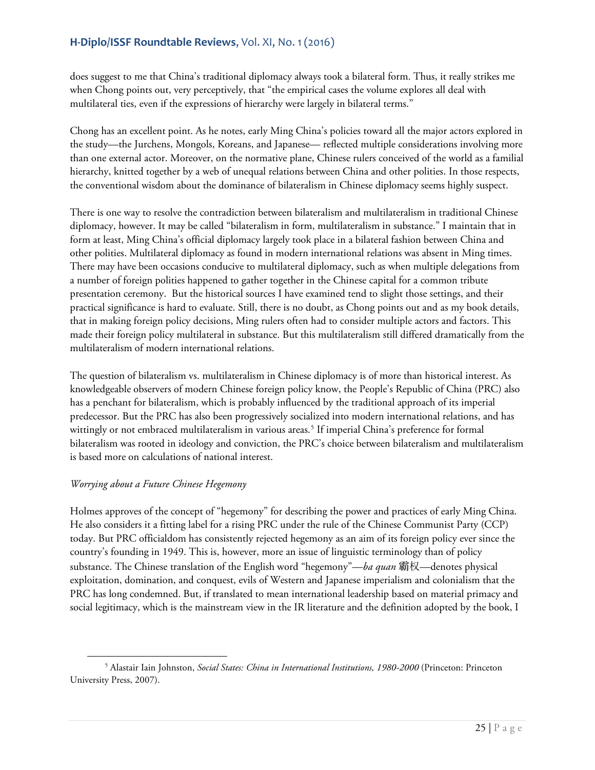does suggest to me that China's traditional diplomacy always took a bilateral form. Thus, it really strikes me when Chong points out, very perceptively, that "the empirical cases the volume explores all deal with multilateral ties, even if the expressions of hierarchy were largely in bilateral terms."

Chong has an excellent point. As he notes, early Ming China's policies toward all the major actors explored in the study—the Jurchens, Mongols, Koreans, and Japanese— reflected multiple considerations involving more than one external actor. Moreover, on the normative plane, Chinese rulers conceived of the world as a familial hierarchy, knitted together by a web of unequal relations between China and other polities. In those respects, the conventional wisdom about the dominance of bilateralism in Chinese diplomacy seems highly suspect.

There is one way to resolve the contradiction between bilateralism and multilateralism in traditional Chinese diplomacy, however. It may be called "bilateralism in form, multilateralism in substance." I maintain that in form at least, Ming China's official diplomacy largely took place in a bilateral fashion between China and other polities. Multilateral diplomacy as found in modern international relations was absent in Ming times. There may have been occasions conducive to multilateral diplomacy, such as when multiple delegations from a number of foreign polities happened to gather together in the Chinese capital for a common tribute presentation ceremony. But the historical sources I have examined tend to slight those settings, and their practical significance is hard to evaluate. Still, there is no doubt, as Chong points out and as my book details, that in making foreign policy decisions, Ming rulers often had to consider multiple actors and factors. This made their foreign policy multilateral in substance. But this multilateralism still differed dramatically from the multilateralism of modern international relations.

The question of bilateralism vs. multilateralism in Chinese diplomacy is of more than historical interest. As knowledgeable observers of modern Chinese foreign policy know, the People's Republic of China (PRC) also has a penchant for bilateralism, which is probably influenced by the traditional approach of its imperial predecessor. But the PRC has also been progressively socialized into modern international relations, and has wittingly or not embraced multilateralism in various areas.[5] If imperial China's preference for formal bilateralism was rooted in ideology and conviction, the PRC's choice between bilateralism and multilateralism is based more on calculations of national interest.

*Worrying about a Future Chinese Hegemony*

Holmes approves of the concept of "hegemony" for describing the power and practices of early Ming China. He also considers it a fitting label for a rising PRC under the rule of the Chinese Communist Party (CCP) today. But PRC officialdom has consistently rejected hegemony as an aim of its foreign policy ever since the country's founding in 1949. This is, however, more an issue of linguistic terminology than of policy substance. The Chinese translation of the English word "hegemony"—*ba quan* 霸权—denotes physical exploitation, domination, and conquest, evils of Western and Japanese imperialism and colonialism that the PRC has long condemned. But, if translated to mean international leadership based on material primacy and social legitimacy, which is the mainstream view in the IR literature and the definition adopted by the book, I

[5] Alastair Iain Johnston, *Social States: China in International Institutions, 1980-2000* (Princeton: Princeton University Press, 2007).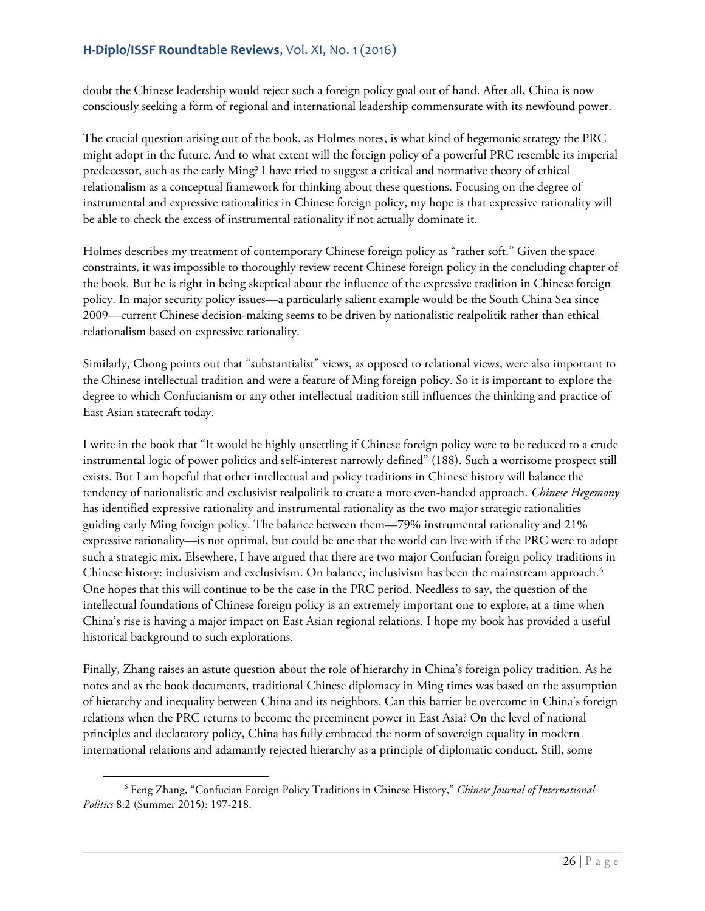doubt the Chinese leadership would reject such a foreign policy goal out of hand. After all, China is now consciously seeking a form of regional and international leadership commensurate with its newfound power.

The crucial question arising out of the book, as Holmes notes, is what kind of hegemonic strategy the PRC might adopt in the future. And to what extent will the foreign policy of a powerful PRC resemble its imperial predecessor, such as the early Ming? I have tried to suggest a critical and normative theory of ethical relationalism as a conceptual framework for thinking about these questions. Focusing on the degree of instrumental and expressive rationalities in Chinese foreign policy, my hope is that expressive rationality will be able to check the excess of instrumental rationality if not actually dominate it.

Holmes describes my treatment of contemporary Chinese foreign policy as "rather soft." Given the space constraints, it was impossible to thoroughly review recent Chinese foreign policy in the concluding chapter of the book. But he is right in being skeptical about the influence of the expressive tradition in Chinese foreign policy. In major security policy issues—a particularly salient example would be the South China Sea since 2009—current Chinese decision-making seems to be driven by nationalistic realpolitik rather than ethical relationalism based on expressive rationality.

Similarly, Chong points out that "substantialist" views, as opposed to relational views, were also important to the Chinese intellectual tradition and were a feature of Ming foreign policy. So it is important to explore the degree to which Confucianism or any other intellectual tradition still influences the thinking and practice of East Asian statecraft today.

I write in the book that "It would be highly unsettling if Chinese foreign policy were to be reduced to a crude instrumental logic of power politics and self-interest narrowly defined" (188). Such a worrisome prospect still exists. But I am hopeful that other intellectual and policy traditions in Chinese history will balance the tendency of nationalistic and exclusivist realpolitik to create a more even-handed approach. *Chinese Hegemony* has identified expressive rationality and instrumental rationality as the two major strategic rationalities guiding early Ming foreign policy. The balance between them—79% instrumental rationality and 21% expressive rationality—is not optimal, but could be one that the world can live with if the PRC were to adopt such a strategic mix. Elsewhere, I have argued that there are two major Confucian foreign policy traditions in Chinese history: inclusivism and exclusivism. On balance, inclusivism has been the mainstream approach.[6] One hopes that this will continue to be the case in the PRC period. Needless to say, the question of the intellectual foundations of Chinese foreign policy is an extremely important one to explore, at a time when China's rise is having a major impact on East Asian regional relations. I hope my book has provided a useful historical background to such explorations.

Finally, Zhang raises an astute question about the role of hierarchy in China's foreign policy tradition. As he notes and as the book documents, traditional Chinese diplomacy in Ming times was based on the assumption of hierarchy and inequality between China and its neighbors. Can this barrier be overcome in China's foreign relations when the PRC returns to become the preeminent power in East Asia? On the level of national principles and declaratory policy, China has fully embraced the norm of sovereign equality in modern international relations and adamantly rejected hierarchy as a principle of diplomatic conduct. Still, some

---

[6] Feng Zhang, "Confucian Foreign Policy Traditions in Chinese History," *Chinese Journal of International Politics* 8:2 (Summer 2015): 197-218.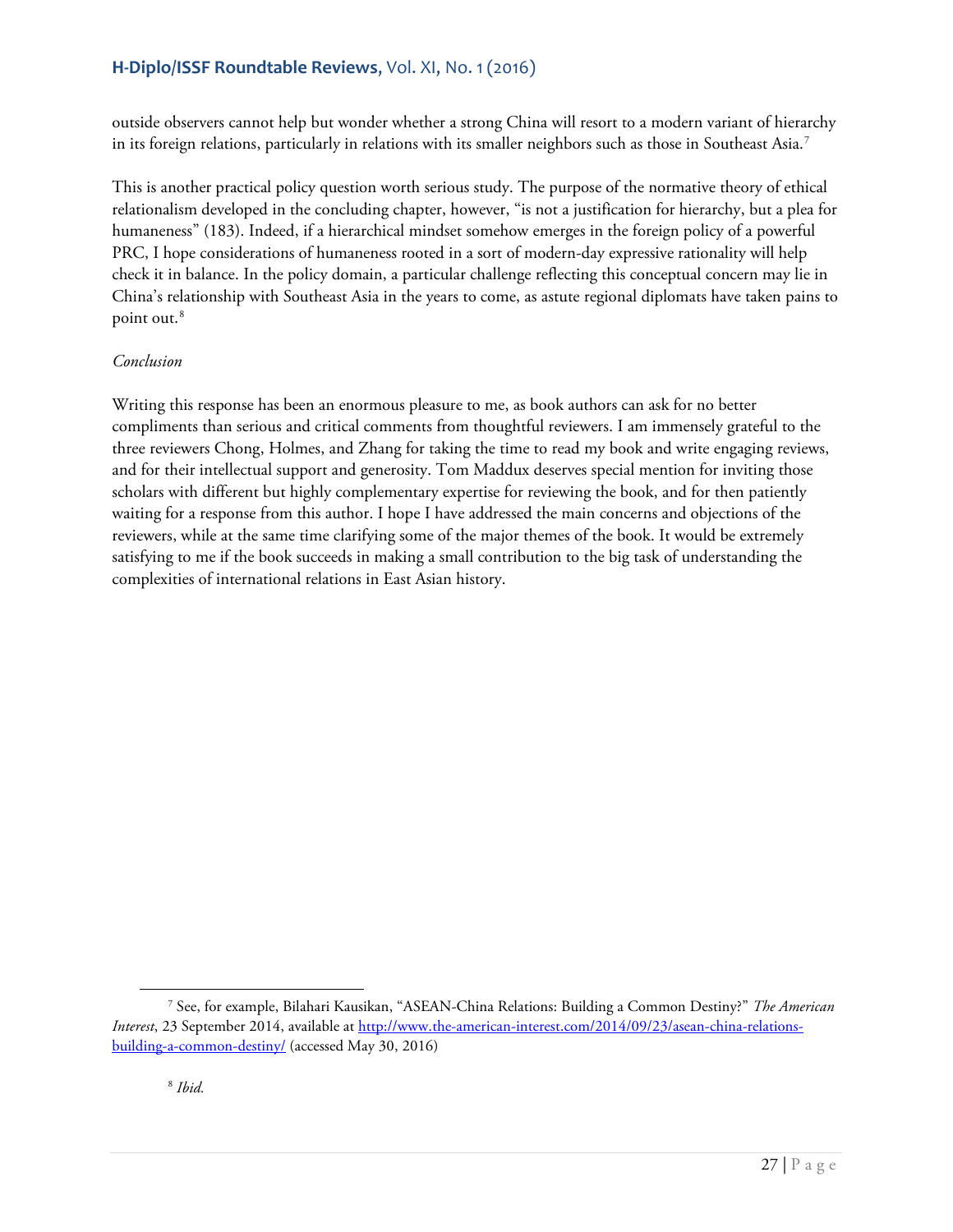outside observers cannot help but wonder whether a strong China will resort to a modern variant of hierarchy in its foreign relations, particularly in relations with its smaller neighbors such as those in Southeast Asia.[7]

This is another practical policy question worth serious study. The purpose of the normative theory of ethical relationalism developed in the concluding chapter, however, "is not a justification for hierarchy, but a plea for humaneness" (183). Indeed, if a hierarchical mindset somehow emerges in the foreign policy of a powerful PRC, I hope considerations of humaneness rooted in a sort of modern-day expressive rationality will help check it in balance. In the policy domain, a particular challenge reflecting this conceptual concern may lie in China's relationship with Southeast Asia in the years to come, as astute regional diplomats have taken pains to point out.[8]

*Conclusion*

Writing this response has been an enormous pleasure to me, as book authors can ask for no better compliments than serious and critical comments from thoughtful reviewers. I am immensely grateful to the three reviewers Chong, Holmes, and Zhang for taking the time to read my book and write engaging reviews, and for their intellectual support and generosity. Tom Maddux deserves special mention for inviting those scholars with different but highly complementary expertise for reviewing the book, and for then patiently waiting for a response from this author. I hope I have addressed the main concerns and objections of the reviewers, while at the same time clarifying some of the major themes of the book. It would be extremely satisfying to me if the book succeeds in making a small contribution to the big task of understanding the complexities of international relations in East Asian history.

---

[7] See, for example, Bilahari Kausikan, "ASEAN-China Relations: Building a Common Destiny?" *The American Interest*, 23 September 2014, available at http://www.the-american-interest.com/2014/09/23/asean-china-relations-building-a-common-destiny/ (accessed May 30, 2016)

[8] *Ibid.*